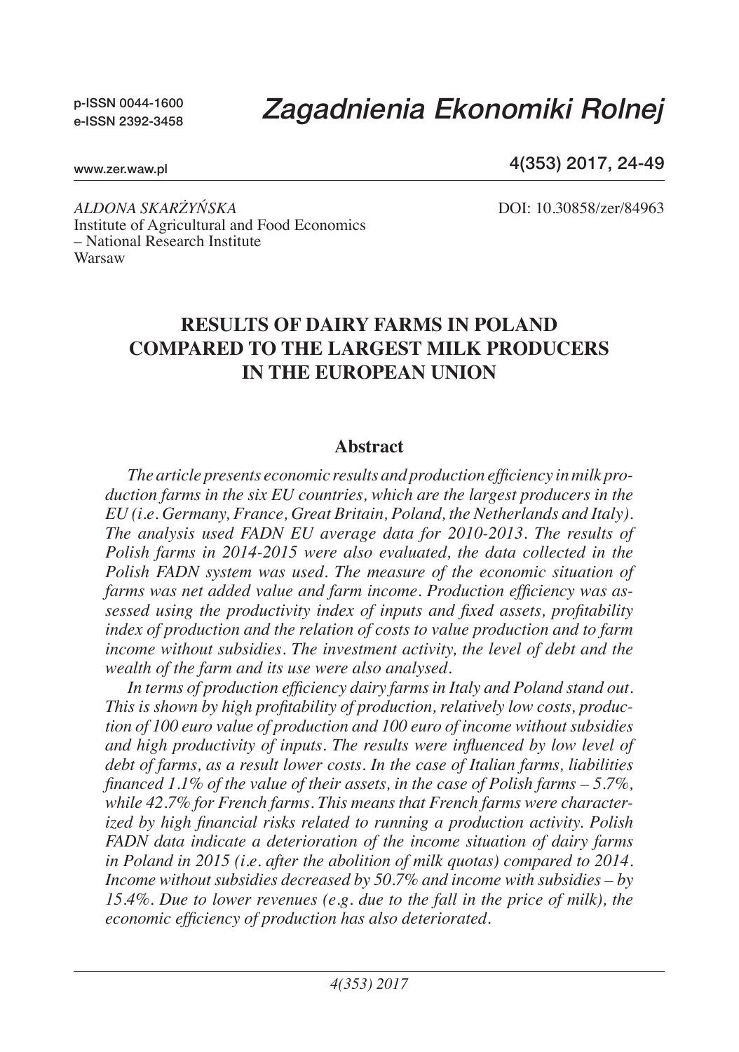ALDONA SKARŻYŃSKA
Institute of Agricultural and Food Economics
– National Research Institute
Warsaw

DOI: 10.30858/zer/84963

# RESULTS OF DAIRY FARMS IN POLAND COMPARED TO THE LARGEST MILK PRODUCERS IN THE EUROPEAN UNION

## Abstract

*The article presents economic results and production efficiency in milk production farms in the six EU countries, which are the largest producers in the EU (i.e. Germany, France, Great Britain, Poland, the Netherlands and Italy). The analysis used FADN EU average data for 2010-2013. The results of Polish farms in 2014-2015 were also evaluated, the data collected in the Polish FADN system was used. The measure of the economic situation of farms was net added value and farm income. Production efficiency was assessed using the productivity index of inputs and fixed assets, profitability index of production and the relation of costs to value production and to farm income without subsidies. The investment activity, the level of debt and the wealth of the farm and its use were also analysed.*

*In terms of production efficiency dairy farms in Italy and Poland stand out. This is shown by high profitability of production, relatively low costs, production of 100 euro value of production and 100 euro of income without subsidies and high productivity of inputs. The results were influenced by low level of debt of farms, as a result lower costs. In the case of Italian farms, liabilities financed 1.1% of the value of their assets, in the case of Polish farms – 5.7%, while 42.7% for French farms. This means that French farms were characterized by high financial risks related to running a production activity. Polish FADN data indicate a deterioration of the income situation of dairy farms in Poland in 2015 (i.e. after the abolition of milk quotas) compared to 2014. Income without subsidies decreased by 50.7% and income with subsidies – by 15.4%. Due to lower revenues (e.g. due to the fall in the price of milk), the economic efficiency of production has also deteriorated.*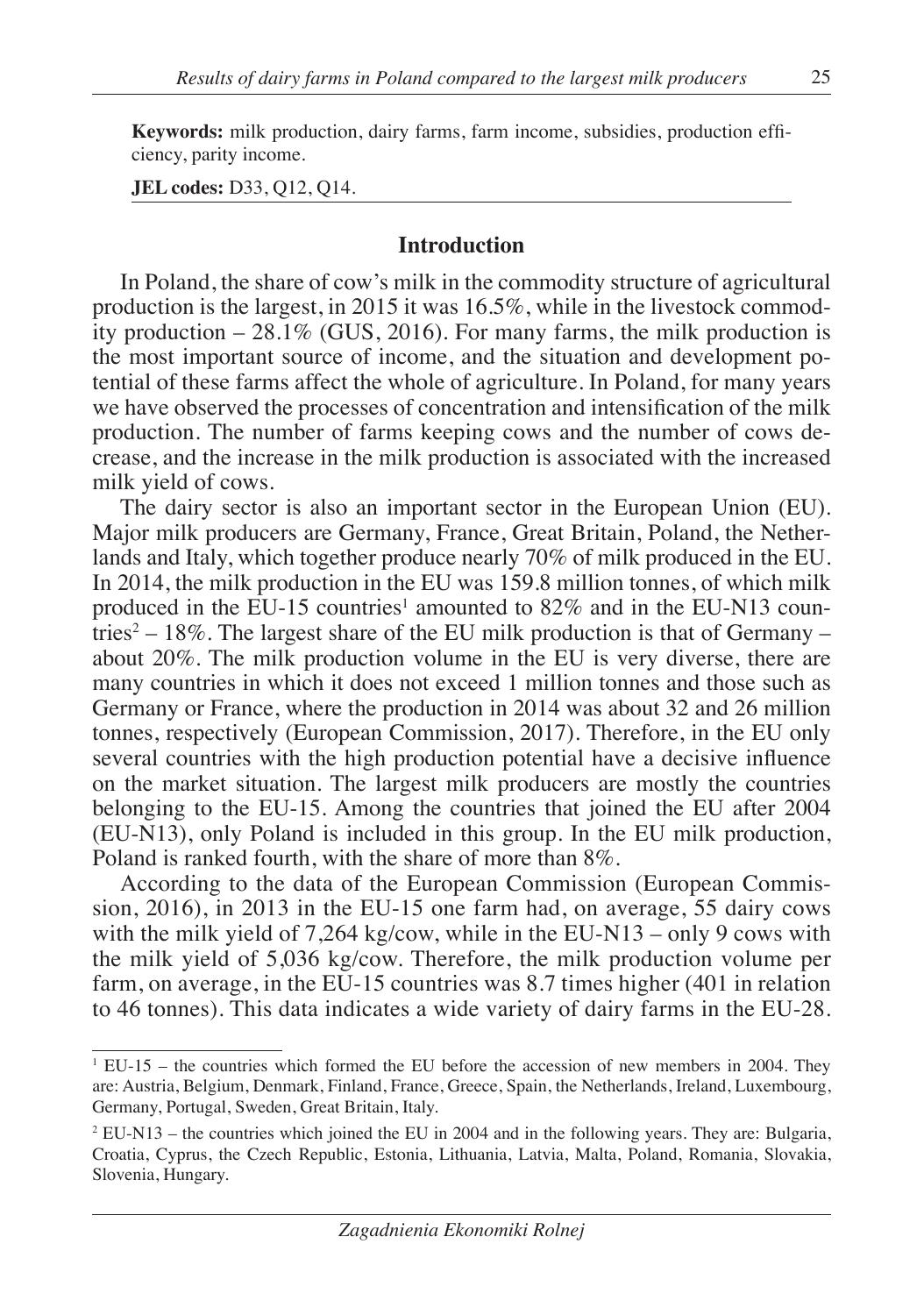**Keywords:** milk production, dairy farms, farm income, subsidies, production efficiency, parity income.

**JEL codes:** D33, Q12, Q14.

## Introduction

In Poland, the share of cow's milk in the commodity structure of agricultural production is the largest, in 2015 it was 16.5%, while in the livestock commodity production – 28.1% (GUS, 2016). For many farms, the milk production is the most important source of income, and the situation and development potential of these farms affect the whole of agriculture. In Poland, for many years we have observed the processes of concentration and intensification of the milk production. The number of farms keeping cows and the number of cows decrease, and the increase in the milk production is associated with the increased milk yield of cows.

The dairy sector is also an important sector in the European Union (EU). Major milk producers are Germany, France, Great Britain, Poland, the Netherlands and Italy, which together produce nearly 70% of milk produced in the EU. In 2014, the milk production in the EU was 159.8 million tonnes, of which milk produced in the EU-15 countries[1] amounted to 82% and in the EU-N13 countries[2] – 18%. The largest share of the EU milk production is that of Germany – about 20%. The milk production volume in the EU is very diverse, there are many countries in which it does not exceed 1 million tonnes and those such as Germany or France, where the production in 2014 was about 32 and 26 million tonnes, respectively (European Commission, 2017). Therefore, in the EU only several countries with the high production potential have a decisive influence on the market situation. The largest milk producers are mostly the countries belonging to the EU-15. Among the countries that joined the EU after 2004 (EU-N13), only Poland is included in this group. In the EU milk production, Poland is ranked fourth, with the share of more than 8%.

According to the data of the European Commission (European Commission, 2016), in 2013 in the EU-15 one farm had, on average, 55 dairy cows with the milk yield of 7,264 kg/cow, while in the EU-N13 – only 9 cows with the milk yield of 5,036 kg/cow. Therefore, the milk production volume per farm, on average, in the EU-15 countries was 8.7 times higher (401 in relation to 46 tonnes). This data indicates a wide variety of dairy farms in the EU-28.

---

[1] EU-15 – the countries which formed the EU before the accession of new members in 2004. They are: Austria, Belgium, Denmark, Finland, France, Greece, Spain, the Netherlands, Ireland, Luxembourg, Germany, Portugal, Sweden, Great Britain, Italy.

[2] EU-N13 – the countries which joined the EU in 2004 and in the following years. They are: Bulgaria, Croatia, Cyprus, the Czech Republic, Estonia, Lithuania, Latvia, Malta, Poland, Romania, Slovakia, Slovenia, Hungary.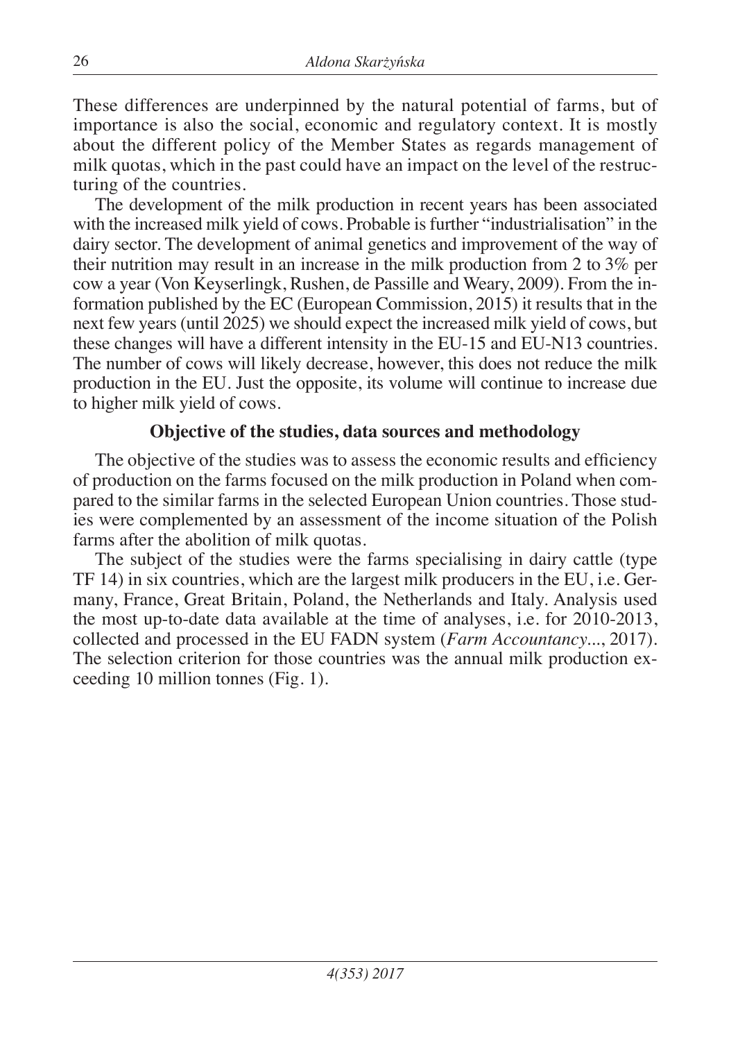These differences are underpinned by the natural potential of farms, but of importance is also the social, economic and regulatory context. It is mostly about the different policy of the Member States as regards management of milk quotas, which in the past could have an impact on the level of the restructuring of the countries.

The development of the milk production in recent years has been associated with the increased milk yield of cows. Probable is further "industrialisation" in the dairy sector. The development of animal genetics and improvement of the way of their nutrition may result in an increase in the milk production from 2 to 3% per cow a year (Von Keyserlingk, Rushen, de Passille and Weary, 2009). From the information published by the EC (European Commission, 2015) it results that in the next few years (until 2025) we should expect the increased milk yield of cows, but these changes will have a different intensity in the EU-15 and EU-N13 countries. The number of cows will likely decrease, however, this does not reduce the milk production in the EU. Just the opposite, its volume will continue to increase due to higher milk yield of cows.

## Objective of the studies, data sources and methodology

The objective of the studies was to assess the economic results and efficiency of production on the farms focused on the milk production in Poland when compared to the similar farms in the selected European Union countries. Those studies were complemented by an assessment of the income situation of the Polish farms after the abolition of milk quotas.

The subject of the studies were the farms specialising in dairy cattle (type TF 14) in six countries, which are the largest milk producers in the EU, i.e. Germany, France, Great Britain, Poland, the Netherlands and Italy. Analysis used the most up-to-date data available at the time of analyses, i.e. for 2010-2013, collected and processed in the EU FADN system (*Farm Accountancy...*, 2017). The selection criterion for those countries was the annual milk production exceeding 10 million tonnes (Fig. 1).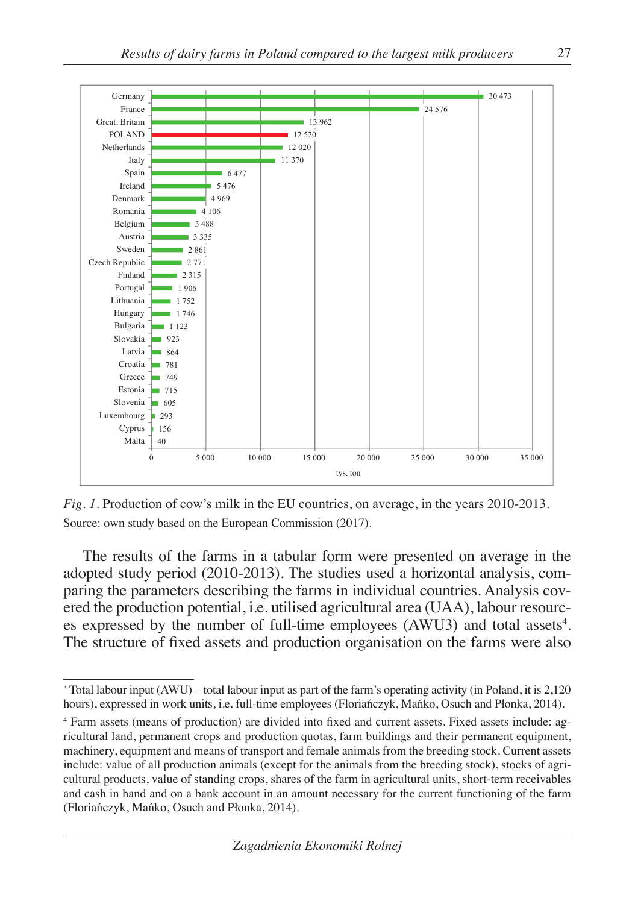| Country | Production (tys. ton) |
|---|---|
| Germany | 30 473 |
| France | 24 576 |
| Great. Britain | 13 962 |
| POLAND | 12 520 |
| Netherlands | 12 020 |
| Italy | 11 370 |
| Spain | 6 477 |
| Ireland | 5 476 |
| Denmark | 4 969 |
| Romania | 4 106 |
| Belgium | 3 488 |
| Austria | 3 335 |
| Sweden | 2 861 |
| Czech Republic | 2 771 |
| Finland | 2 315 |
| Portugal | 1 906 |
| Lithuania | 1 752 |
| Hungary | 1 746 |
| Bulgaria | 1 123 |
| Slovakia | 923 |
| Latvia | 864 |
| Croatia | 781 |
| Greece | 749 |
| Estonia | 715 |
| Slovenia | 605 |
| Luxembourg | 293 |
| Cyprus | 156 |
| Malta | 40 |

*Fig. 1.* Production of cow's milk in the EU countries, on average, in the years 2010-2013.
Source: own study based on the European Commission (2017).

The results of the farms in a tabular form were presented on average in the adopted study period (2010-2013). The studies used a horizontal analysis, comparing the parameters describing the farms in individual countries. Analysis covered the production potential, i.e. utilised agricultural area (UAA), labour resources expressed by the number of full-time employees (AWU3) and total assets[4]. The structure of fixed assets and production organisation on the farms were also

---

[3] Total labour input (AWU) – total labour input as part of the farm's operating activity (in Poland, it is 2,120 hours), expressed in work units, i.e. full-time employees (Floriańczyk, Mańko, Osuch and Płonka, 2014).

[4] Farm assets (means of production) are divided into fixed and current assets. Fixed assets include: agricultural land, permanent crops and production quotas, farm buildings and their permanent equipment, machinery, equipment and means of transport and female animals from the breeding stock. Current assets include: value of all production animals (except for the animals from the breeding stock), stocks of agricultural products, value of standing crops, shares of the farm in agricultural units, short-term receivables and cash in hand and on a bank account in an amount necessary for the current functioning of the farm (Floriańczyk, Mańko, Osuch and Płonka, 2014).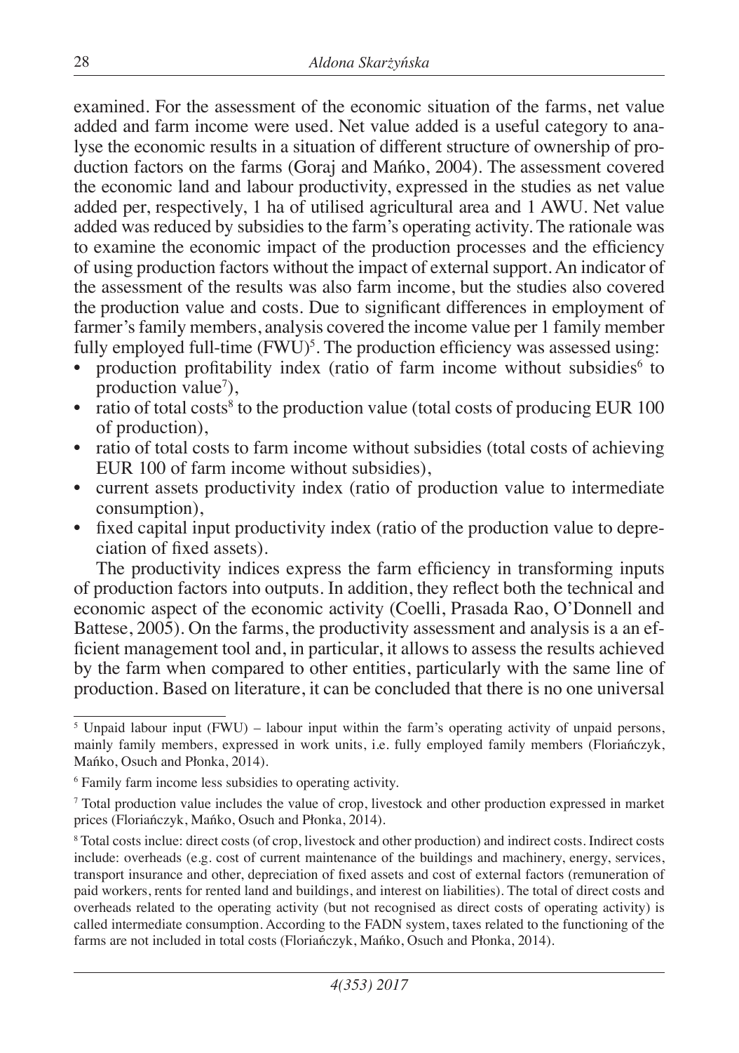examined. For the assessment of the economic situation of the farms, net value added and farm income were used. Net value added is a useful category to analyse the economic results in a situation of different structure of ownership of production factors on the farms (Goraj and Mańko, 2004). The assessment covered the economic land and labour productivity, expressed in the studies as net value added per, respectively, 1 ha of utilised agricultural area and 1 AWU. Net value added was reduced by subsidies to the farm's operating activity. The rationale was to examine the economic impact of the production processes and the efficiency of using production factors without the impact of external support. An indicator of the assessment of the results was also farm income, but the studies also covered the production value and costs. Due to significant differences in employment of farmer's family members, analysis covered the income value per 1 family member fully employed full-time (FWU)[5]. The production efficiency was assessed using:

- production profitability index (ratio of farm income without subsidies[6] to production value[7]),
- ratio of total costs[8] to the production value (total costs of producing EUR 100 of production),
- ratio of total costs to farm income without subsidies (total costs of achieving EUR 100 of farm income without subsidies),
- current assets productivity index (ratio of production value to intermediate consumption),
- fixed capital input productivity index (ratio of the production value to depreciation of fixed assets).

The productivity indices express the farm efficiency in transforming inputs of production factors into outputs. In addition, they reflect both the technical and economic aspect of the economic activity (Coelli, Prasada Rao, O'Donnell and Battese, 2005). On the farms, the productivity assessment and analysis is a an efficient management tool and, in particular, it allows to assess the results achieved by the farm when compared to other entities, particularly with the same line of production. Based on literature, it can be concluded that there is no one universal

[5] Unpaid labour input (FWU) – labour input within the farm's operating activity of unpaid persons, mainly family members, expressed in work units, i.e. fully employed family members (Floriańczyk, Mańko, Osuch and Płonka, 2014).

[6] Family farm income less subsidies to operating activity.

[7] Total production value includes the value of crop, livestock and other production expressed in market prices (Floriańczyk, Mańko, Osuch and Płonka, 2014).

[8] Total costs inclue: direct costs (of crop, livestock and other production) and indirect costs. Indirect costs include: overheads (e.g. cost of current maintenance of the buildings and machinery, energy, services, transport insurance and other, depreciation of fixed assets and cost of external factors (remuneration of paid workers, rents for rented land and buildings, and interest on liabilities). The total of direct costs and overheads related to the operating activity (but not recognised as direct costs of operating activity) is called intermediate consumption. According to the FADN system, taxes related to the functioning of the farms are not included in total costs (Floriańczyk, Mańko, Osuch and Płonka, 2014).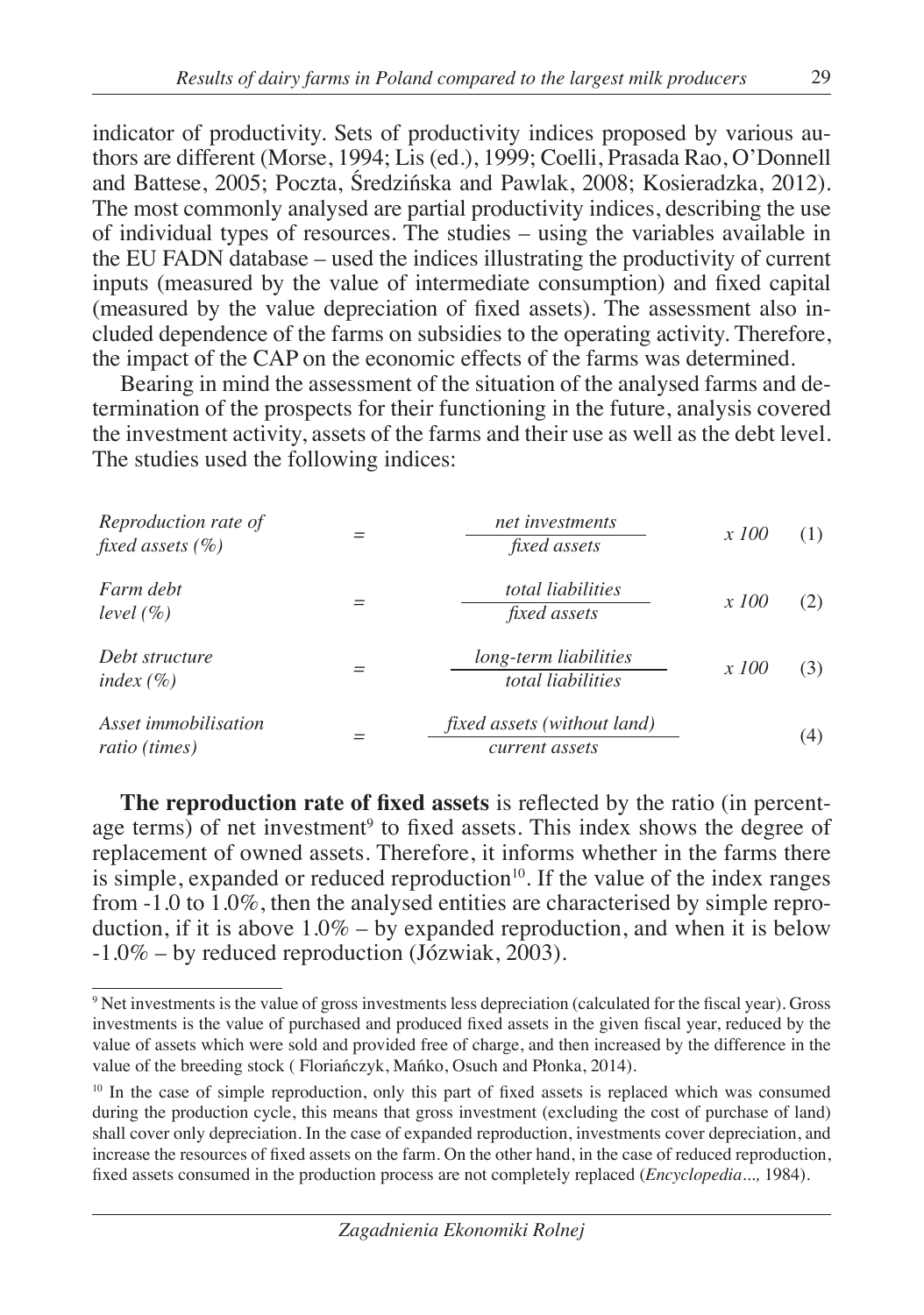indicator of productivity. Sets of productivity indices proposed by various authors are different (Morse, 1994; Lis (ed.), 1999; Coelli, Prasada Rao, O'Donnell and Battese, 2005; Poczta, Średzińska and Pawlak, 2008; Kosieradzka, 2012). The most commonly analysed are partial productivity indices, describing the use of individual types of resources. The studies – using the variables available in the EU FADN database – used the indices illustrating the productivity of current inputs (measured by the value of intermediate consumption) and fixed capital (measured by the value depreciation of fixed assets). The assessment also included dependence of the farms on subsidies to the operating activity. Therefore, the impact of the CAP on the economic effects of the farms was determined.

Bearing in mind the assessment of the situation of the analysed farms and determination of the prospects for their functioning in the future, analysis covered the investment activity, assets of the farms and their use as well as the debt level. The studies used the following indices:

$$\textit{Reproduction rate of fixed assets (\%)} = \frac{\textit{net investments}}{\textit{fixed assets}} \; x\,100 \quad (1)$$

$$\textit{Farm debt level (\%)} = \frac{\textit{total liabilities}}{\textit{fixed assets}} \; x\,100 \quad (2)$$

$$\textit{Debt structure index (\%)} = \frac{\textit{long-term liabilities}}{\textit{total liabilities}} \; x\,100 \quad (3)$$

$$\textit{Asset immobilisation ratio (times)} = \frac{\textit{fixed assets (without land)}}{\textit{current assets}} \quad (4)$$

**The reproduction rate of fixed assets** is reflected by the ratio (in percentage terms) of net investment[9] to fixed assets. This index shows the degree of replacement of owned assets. Therefore, it informs whether in the farms there is simple, expanded or reduced reproduction[10]. If the value of the index ranges from -1.0 to 1.0%, then the analysed entities are characterised by simple reproduction, if it is above 1.0% – by expanded reproduction, and when it is below -1.0% – by reduced reproduction (Józwiak, 2003).

[9] Net investments is the value of gross investments less depreciation (calculated for the fiscal year). Gross investments is the value of purchased and produced fixed assets in the given fiscal year, reduced by the value of assets which were sold and provided free of charge, and then increased by the difference in the value of the breeding stock ( Floriańczyk, Mańko, Osuch and Płonka, 2014).

[10] In the case of simple reproduction, only this part of fixed assets is replaced which was consumed during the production cycle, this means that gross investment (excluding the cost of purchase of land) shall cover only depreciation. In the case of expanded reproduction, investments cover depreciation, and increase the resources of fixed assets on the farm. On the other hand, in the case of reduced reproduction, fixed assets consumed in the production process are not completely replaced (*Encyclopedia...,* 1984).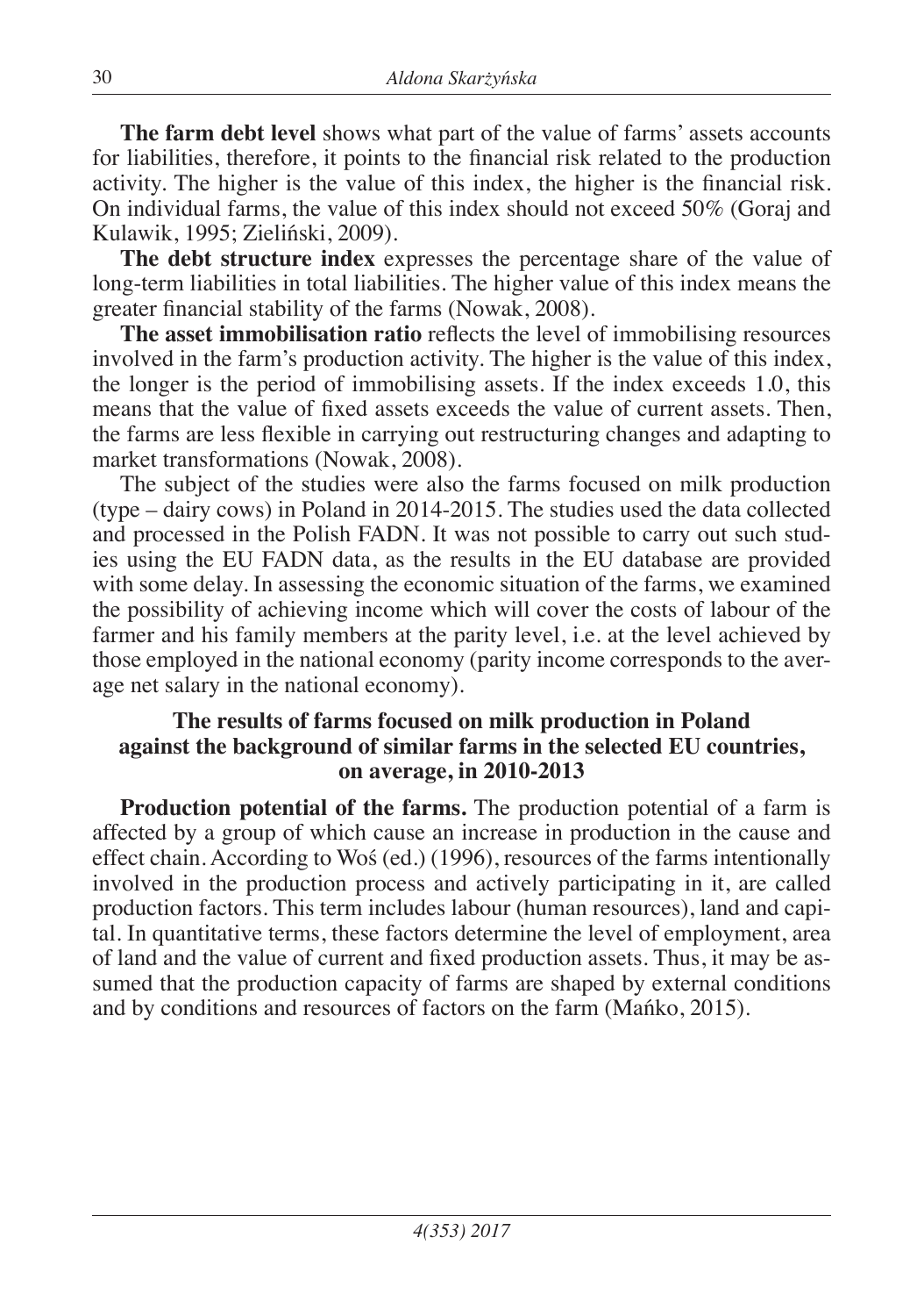**The farm debt level** shows what part of the value of farms' assets accounts for liabilities, therefore, it points to the financial risk related to the production activity. The higher is the value of this index, the higher is the financial risk. On individual farms, the value of this index should not exceed 50% (Goraj and Kulawik, 1995; Zieliński, 2009).

**The debt structure index** expresses the percentage share of the value of long-term liabilities in total liabilities. The higher value of this index means the greater financial stability of the farms (Nowak, 2008).

**The asset immobilisation ratio** reflects the level of immobilising resources involved in the farm's production activity. The higher is the value of this index, the longer is the period of immobilising assets. If the index exceeds 1.0, this means that the value of fixed assets exceeds the value of current assets. Then, the farms are less flexible in carrying out restructuring changes and adapting to market transformations (Nowak, 2008).

The subject of the studies were also the farms focused on milk production (type – dairy cows) in Poland in 2014-2015. The studies used the data collected and processed in the Polish FADN. It was not possible to carry out such studies using the EU FADN data, as the results in the EU database are provided with some delay. In assessing the economic situation of the farms, we examined the possibility of achieving income which will cover the costs of labour of the farmer and his family members at the parity level, i.e. at the level achieved by those employed in the national economy (parity income corresponds to the average net salary in the national economy).

## The results of farms focused on milk production in Poland against the background of similar farms in the selected EU countries, on average, in 2010-2013

**Production potential of the farms.** The production potential of a farm is affected by a group of which cause an increase in production in the cause and effect chain. According to Woś (ed.) (1996), resources of the farms intentionally involved in the production process and actively participating in it, are called production factors. This term includes labour (human resources), land and capital. In quantitative terms, these factors determine the level of employment, area of land and the value of current and fixed production assets. Thus, it may be assumed that the production capacity of farms are shaped by external conditions and by conditions and resources of factors on the farm (Mańko, 2015).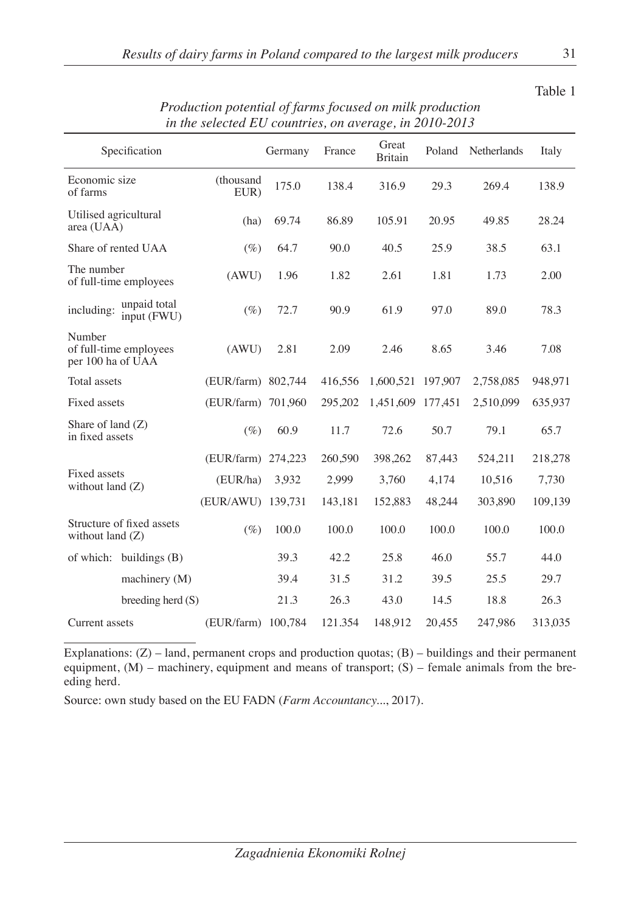Table 1

*Production potential of farms focused on milk production in the selected EU countries, on average, in 2010-2013*

| Specification | | Germany | France | Great Britain | Poland | Netherlands | Italy |
|---|---|---|---|---|---|---|---|
| Economic size of farms | (thousand EUR) | 175.0 | 138.4 | 316.9 | 29.3 | 269.4 | 138.9 |
| Utilised agricultural area (UAA) | (ha) | 69.74 | 86.89 | 105.91 | 20.95 | 49.85 | 28.24 |
| Share of rented UAA | (%) | 64.7 | 90.0 | 40.5 | 25.9 | 38.5 | 63.1 |
| The number of full-time employees | (AWU) | 1.96 | 1.82 | 2.61 | 1.81 | 1.73 | 2.00 |
| including: unpaid total input (FWU) | (%) | 72.7 | 90.9 | 61.9 | 97.0 | 89.0 | 78.3 |
| Number of full-time employees per 100 ha of UAA | (AWU) | 2.81 | 2.09 | 2.46 | 8.65 | 3.46 | 7.08 |
| Total assets | (EUR/farm) | 802,744 | 416,556 | 1,600,521 | 197,907 | 2,758,085 | 948,971 |
| Fixed assets | (EUR/farm) | 701,960 | 295,202 | 1,451,609 | 177,451 | 2,510,099 | 635,937 |
| Share of land (Z) in fixed assets | (%) | 60.9 | 11.7 | 72.6 | 50.7 | 79.1 | 65.7 |
| Fixed assets without land (Z) | (EUR/farm) | 274,223 | 260,590 | 398,262 | 87,443 | 524,211 | 218,278 |
| | (EUR/ha) | 3,932 | 2,999 | 3,760 | 4,174 | 10,516 | 7,730 |
| | (EUR/AWU) | 139,731 | 143,181 | 152,883 | 48,244 | 303,890 | 109,139 |
| Structure of fixed assets without land (Z) | (%) | 100.0 | 100.0 | 100.0 | 100.0 | 100.0 | 100.0 |
| of which: buildings (B) | | 39.3 | 42.2 | 25.8 | 46.0 | 55.7 | 44.0 |
| machinery (M) | | 39.4 | 31.5 | 31.2 | 39.5 | 25.5 | 29.7 |
| breeding herd (S) | | 21.3 | 26.3 | 43.0 | 14.5 | 18.8 | 26.3 |
| Current assets | (EUR/farm) | 100,784 | 121.354 | 148,912 | 20,455 | 247,986 | 313,035 |

Explanations: (Z) – land, permanent crops and production quotas; (B) – buildings and their permanent equipment, (M) – machinery, equipment and means of transport; (S) – female animals from the breeding herd.

Source: own study based on the EU FADN (*Farm Accountancy...*, 2017).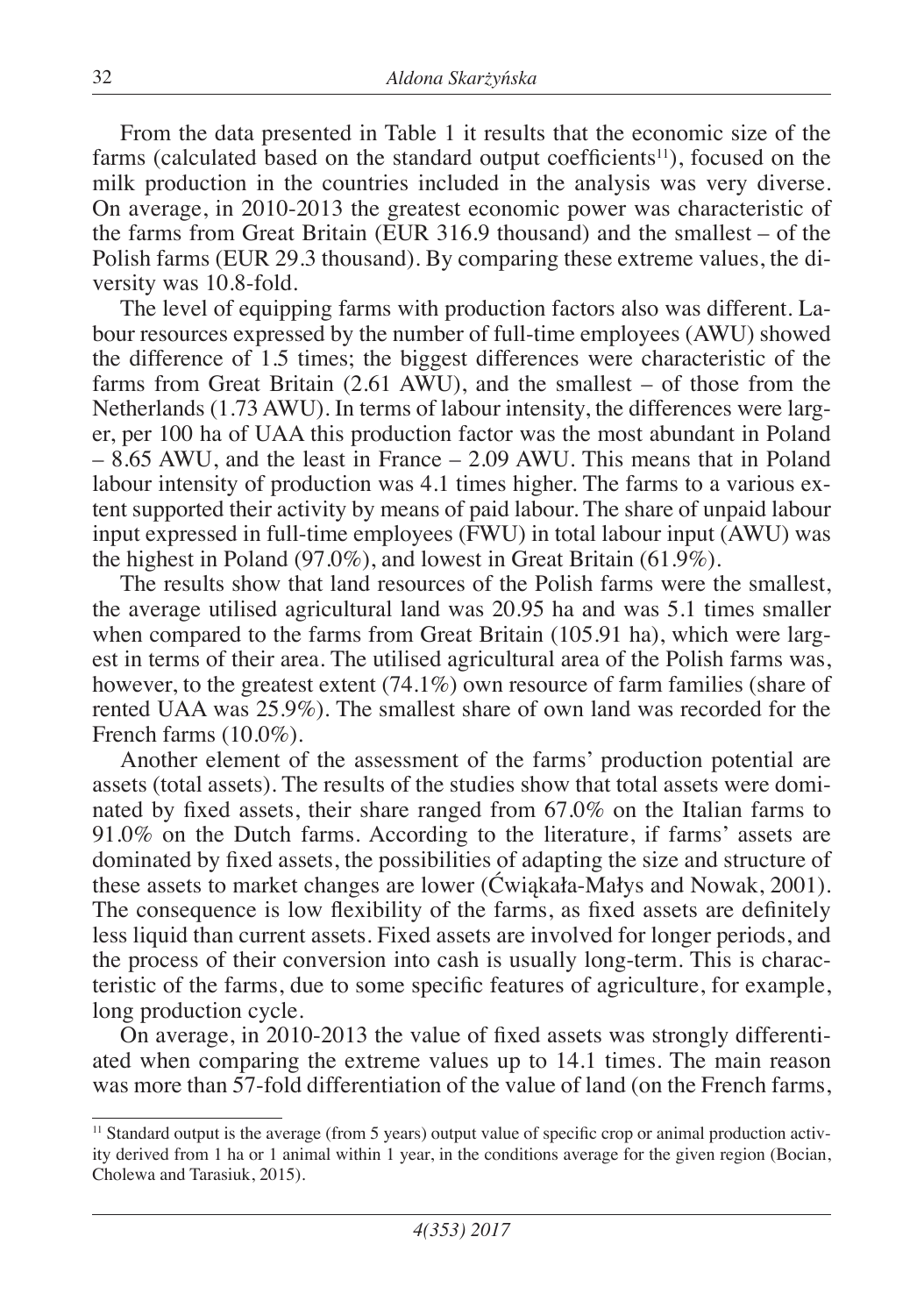From the data presented in Table 1 it results that the economic size of the farms (calculated based on the standard output coefficients[11]), focused on the milk production in the countries included in the analysis was very diverse. On average, in 2010-2013 the greatest economic power was characteristic of the farms from Great Britain (EUR 316.9 thousand) and the smallest – of the Polish farms (EUR 29.3 thousand). By comparing these extreme values, the diversity was 10.8-fold.

The level of equipping farms with production factors also was different. Labour resources expressed by the number of full-time employees (AWU) showed the difference of 1.5 times; the biggest differences were characteristic of the farms from Great Britain (2.61 AWU), and the smallest – of those from the Netherlands (1.73 AWU). In terms of labour intensity, the differences were larger, per 100 ha of UAA this production factor was the most abundant in Poland – 8.65 AWU, and the least in France – 2.09 AWU. This means that in Poland labour intensity of production was 4.1 times higher. The farms to a various extent supported their activity by means of paid labour. The share of unpaid labour input expressed in full-time employees (FWU) in total labour input (AWU) was the highest in Poland (97.0%), and lowest in Great Britain (61.9%).

The results show that land resources of the Polish farms were the smallest, the average utilised agricultural land was 20.95 ha and was 5.1 times smaller when compared to the farms from Great Britain (105.91 ha), which were largest in terms of their area. The utilised agricultural area of the Polish farms was, however, to the greatest extent (74.1%) own resource of farm families (share of rented UAA was 25.9%). The smallest share of own land was recorded for the French farms (10.0%).

Another element of the assessment of the farms' production potential are assets (total assets). The results of the studies show that total assets were dominated by fixed assets, their share ranged from 67.0% on the Italian farms to 91.0% on the Dutch farms. According to the literature, if farms' assets are dominated by fixed assets, the possibilities of adapting the size and structure of these assets to market changes are lower (Ćwiąkała-Małys and Nowak, 2001). The consequence is low flexibility of the farms, as fixed assets are definitely less liquid than current assets. Fixed assets are involved for longer periods, and the process of their conversion into cash is usually long-term. This is characteristic of the farms, due to some specific features of agriculture, for example, long production cycle.

On average, in 2010-2013 the value of fixed assets was strongly differentiated when comparing the extreme values up to 14.1 times. The main reason was more than 57-fold differentiation of the value of land (on the French farms,

[11] Standard output is the average (from 5 years) output value of specific crop or animal production activity derived from 1 ha or 1 animal within 1 year, in the conditions average for the given region (Bocian, Cholewa and Tarasiuk, 2015).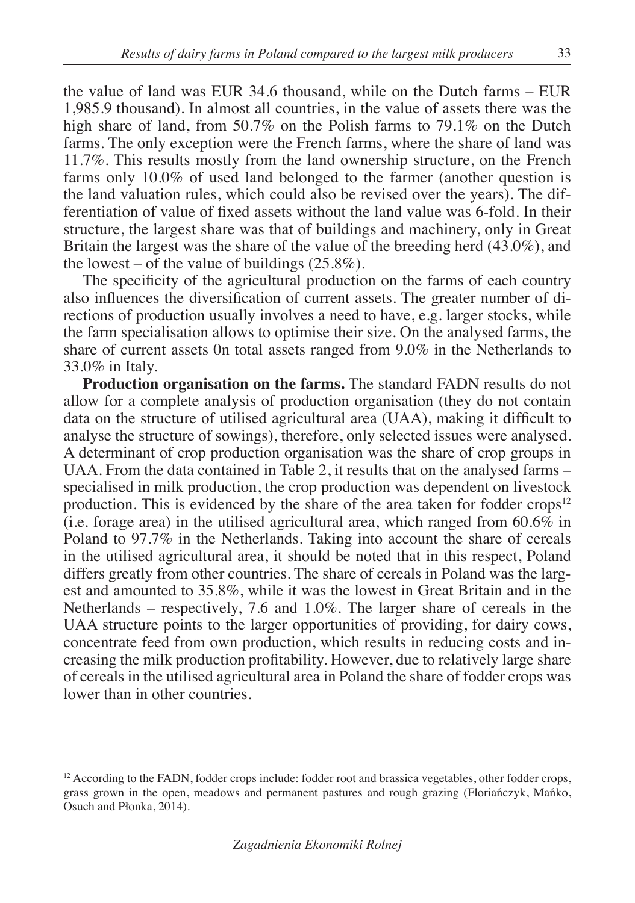the value of land was EUR 34.6 thousand, while on the Dutch farms – EUR 1,985.9 thousand). In almost all countries, in the value of assets there was the high share of land, from 50.7% on the Polish farms to 79.1% on the Dutch farms. The only exception were the French farms, where the share of land was 11.7%. This results mostly from the land ownership structure, on the French farms only 10.0% of used land belonged to the farmer (another question is the land valuation rules, which could also be revised over the years). The differentiation of value of fixed assets without the land value was 6-fold. In their structure, the largest share was that of buildings and machinery, only in Great Britain the largest was the share of the value of the breeding herd (43.0%), and the lowest – of the value of buildings (25.8%).

The specificity of the agricultural production on the farms of each country also influences the diversification of current assets. The greater number of directions of production usually involves a need to have, e.g. larger stocks, while the farm specialisation allows to optimise their size. On the analysed farms, the share of current assets 0n total assets ranged from 9.0% in the Netherlands to 33.0% in Italy.

**Production organisation on the farms.** The standard FADN results do not allow for a complete analysis of production organisation (they do not contain data on the structure of utilised agricultural area (UAA), making it difficult to analyse the structure of sowings), therefore, only selected issues were analysed. A determinant of crop production organisation was the share of crop groups in UAA. From the data contained in Table 2, it results that on the analysed farms – specialised in milk production, the crop production was dependent on livestock production. This is evidenced by the share of the area taken for fodder crops[12] (i.e. forage area) in the utilised agricultural area, which ranged from 60.6% in Poland to 97.7% in the Netherlands. Taking into account the share of cereals in the utilised agricultural area, it should be noted that in this respect, Poland differs greatly from other countries. The share of cereals in Poland was the largest and amounted to 35.8%, while it was the lowest in Great Britain and in the Netherlands – respectively, 7.6 and 1.0%. The larger share of cereals in the UAA structure points to the larger opportunities of providing, for dairy cows, concentrate feed from own production, which results in reducing costs and increasing the milk production profitability. However, due to relatively large share of cereals in the utilised agricultural area in Poland the share of fodder crops was lower than in other countries.

[12] According to the FADN, fodder crops include: fodder root and brassica vegetables, other fodder crops, grass grown in the open, meadows and permanent pastures and rough grazing (Floriańczyk, Mańko, Osuch and Płonka, 2014).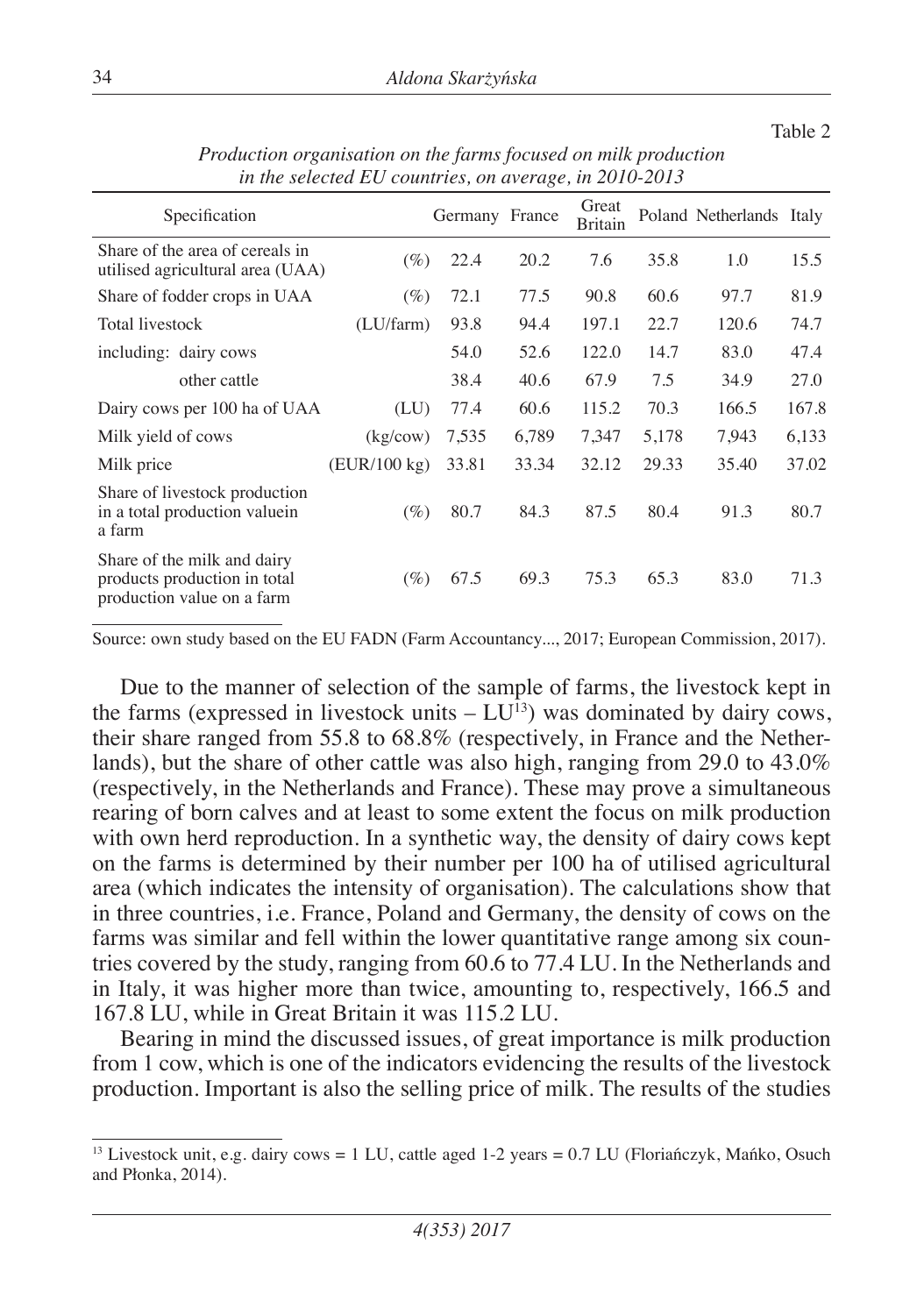Table 2

*Production organisation on the farms focused on milk production in the selected EU countries, on average, in 2010-2013*

| Specification | | Germany | France | Great Britain | Poland | Netherlands | Italy |
|---|---|---|---|---|---|---|---|
| Share of the area of cereals in utilised agricultural area (UAA) | (%) | 22.4 | 20.2 | 7.6 | 35.8 | 1.0 | 15.5 |
| Share of fodder crops in UAA | (%) | 72.1 | 77.5 | 90.8 | 60.6 | 97.7 | 81.9 |
| Total livestock | (LU/farm) | 93.8 | 94.4 | 197.1 | 22.7 | 120.6 | 74.7 |
| including: dairy cows | | 54.0 | 52.6 | 122.0 | 14.7 | 83.0 | 47.4 |
| other cattle | | 38.4 | 40.6 | 67.9 | 7.5 | 34.9 | 27.0 |
| Dairy cows per 100 ha of UAA | (LU) | 77.4 | 60.6 | 115.2 | 70.3 | 166.5 | 167.8 |
| Milk yield of cows | (kg/cow) | 7,535 | 6,789 | 7,347 | 5,178 | 7,943 | 6,133 |
| Milk price | (EUR/100 kg) | 33.81 | 33.34 | 32.12 | 29.33 | 35.40 | 37.02 |
| Share of livestock production in a total production valuein a farm | (%) | 80.7 | 84.3 | 87.5 | 80.4 | 91.3 | 80.7 |
| Share of the milk and dairy products production in total production value on a farm | (%) | 67.5 | 69.3 | 75.3 | 65.3 | 83.0 | 71.3 |

Source: own study based on the EU FADN (Farm Accountancy..., 2017; European Commission, 2017).

Due to the manner of selection of the sample of farms, the livestock kept in the farms (expressed in livestock units – LU[13]) was dominated by dairy cows, their share ranged from 55.8 to 68.8% (respectively, in France and the Netherlands), but the share of other cattle was also high, ranging from 29.0 to 43.0% (respectively, in the Netherlands and France). These may prove a simultaneous rearing of born calves and at least to some extent the focus on milk production with own herd reproduction. In a synthetic way, the density of dairy cows kept on the farms is determined by their number per 100 ha of utilised agricultural area (which indicates the intensity of organisation). The calculations show that in three countries, i.e. France, Poland and Germany, the density of cows on the farms was similar and fell within the lower quantitative range among six countries covered by the study, ranging from 60.6 to 77.4 LU. In the Netherlands and in Italy, it was higher more than twice, amounting to, respectively, 166.5 and 167.8 LU, while in Great Britain it was 115.2 LU.

Bearing in mind the discussed issues, of great importance is milk production from 1 cow, which is one of the indicators evidencing the results of the livestock production. Important is also the selling price of milk. The results of the studies

[13] Livestock unit, e.g. dairy cows = 1 LU, cattle aged 1-2 years = 0.7 LU (Floriańczyk, Mańko, Osuch and Płonka, 2014).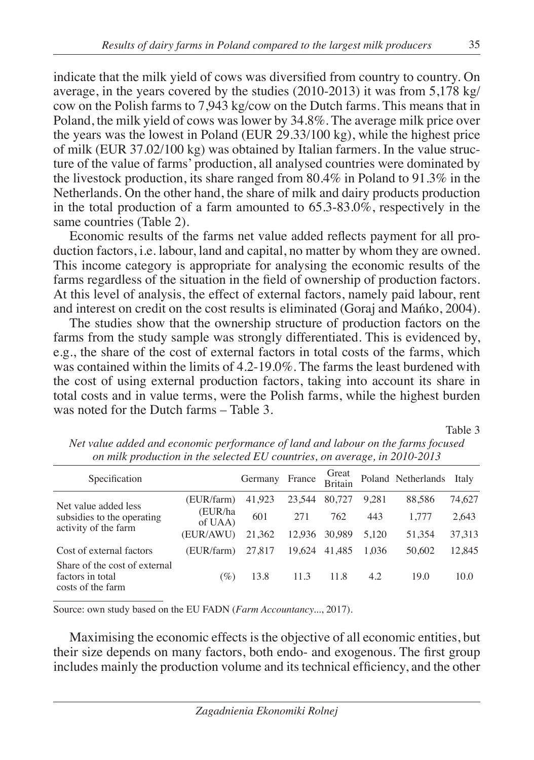indicate that the milk yield of cows was diversified from country to country. On average, in the years covered by the studies (2010-2013) it was from 5,178 kg/cow on the Polish farms to 7,943 kg/cow on the Dutch farms. This means that in Poland, the milk yield of cows was lower by 34.8%. The average milk price over the years was the lowest in Poland (EUR 29.33/100 kg), while the highest price of milk (EUR 37.02/100 kg) was obtained by Italian farmers. In the value structure of the value of farms' production, all analysed countries were dominated by the livestock production, its share ranged from 80.4% in Poland to 91.3% in the Netherlands. On the other hand, the share of milk and dairy products production in the total production of a farm amounted to 65.3-83.0%, respectively in the same countries (Table 2).

Economic results of the farms net value added reflects payment for all production factors, i.e. labour, land and capital, no matter by whom they are owned. This income category is appropriate for analysing the economic results of the farms regardless of the situation in the field of ownership of production factors. At this level of analysis, the effect of external factors, namely paid labour, rent and interest on credit on the cost results is eliminated (Goraj and Mańko, 2004).

The studies show that the ownership structure of production factors on the farms from the study sample was strongly differentiated. This is evidenced by, e.g., the share of the cost of external factors in total costs of the farms, which was contained within the limits of 4.2-19.0%. The farms the least burdened with the cost of using external production factors, taking into account its share in total costs and in value terms, were the Polish farms, while the highest burden was noted for the Dutch farms – Table 3.

Table 3

*Net value added and economic performance of land and labour on the farms focused on milk production in the selected EU countries, on average, in 2010-2013*

| Specification | | Germany | France | Great Britain | Poland | Netherlands | Italy |
|---|---|---|---|---|---|---|---|
| Net value added less subsidies to the operating activity of the farm | (EUR/farm) | 41,923 | 23,544 | 80,727 | 9,281 | 88,586 | 74,627 |
| | (EUR/ha of UAA) | 601 | 271 | 762 | 443 | 1,777 | 2,643 |
| | (EUR/AWU) | 21,362 | 12,936 | 30,989 | 5,120 | 51,354 | 37,313 |
| Cost of external factors | (EUR/farm) | 27,817 | 19,624 | 41,485 | 1,036 | 50,602 | 12,845 |
| Share of the cost of external factors in total costs of the farm | (%) | 13.8 | 11.3 | 11.8 | 4.2 | 19.0 | 10.0 |

Source: own study based on the EU FADN (*Farm Accountancy...*, 2017).

Maximising the economic effects is the objective of all economic entities, but their size depends on many factors, both endo- and exogenous. The first group includes mainly the production volume and its technical efficiency, and the other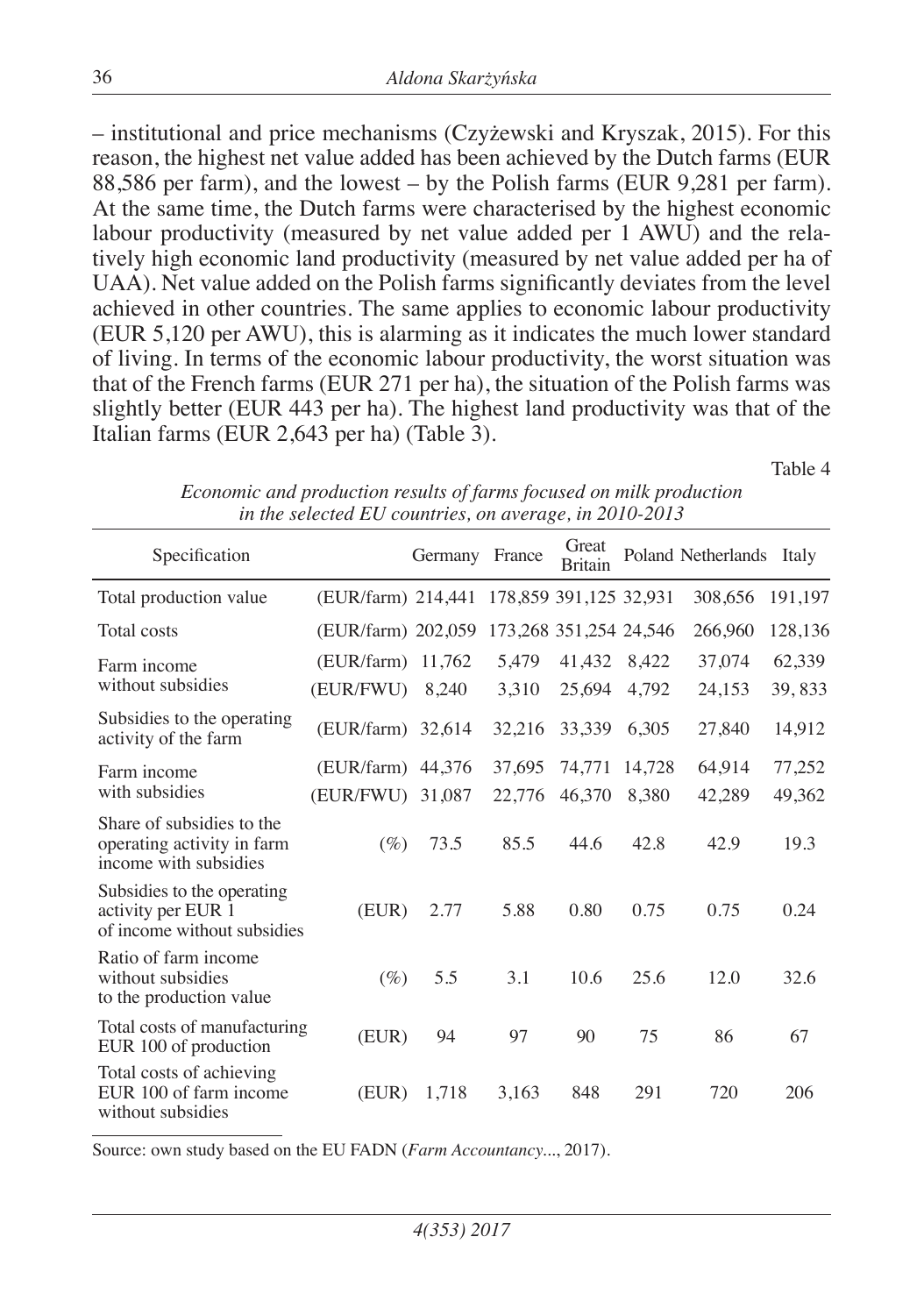– institutional and price mechanisms (Czyżewski and Kryszak, 2015). For this reason, the highest net value added has been achieved by the Dutch farms (EUR 88,586 per farm), and the lowest – by the Polish farms (EUR 9,281 per farm). At the same time, the Dutch farms were characterised by the highest economic labour productivity (measured by net value added per 1 AWU) and the relatively high economic land productivity (measured by net value added per ha of UAA). Net value added on the Polish farms significantly deviates from the level achieved in other countries. The same applies to economic labour productivity (EUR 5,120 per AWU), this is alarming as it indicates the much lower standard of living. In terms of the economic labour productivity, the worst situation was that of the French farms (EUR 271 per ha), the situation of the Polish farms was slightly better (EUR 443 per ha). The highest land productivity was that of the Italian farms (EUR 2,643 per ha) (Table 3).

Table 4

*Economic and production results of farms focused on milk production in the selected EU countries, on average, in 2010-2013*

| Specification | | Germany | France | Great Britain | Poland | Netherlands | Italy |
|---|---|---|---|---|---|---|---|
| Total production value | (EUR/farm) | 214,441 | 178,859 | 391,125 | 32,931 | 308,656 | 191,197 |
| Total costs | (EUR/farm) | 202,059 | 173,268 | 351,254 | 24,546 | 266,960 | 128,136 |
| Farm income without subsidies | (EUR/farm) | 11,762 | 5,479 | 41,432 | 8,422 | 37,074 | 62,339 |
| | (EUR/FWU) | 8,240 | 3,310 | 25,694 | 4,792 | 24,153 | 39, 833 |
| Subsidies to the operating activity of the farm | (EUR/farm) | 32,614 | 32,216 | 33,339 | 6,305 | 27,840 | 14,912 |
| Farm income with subsidies | (EUR/farm) | 44,376 | 37,695 | 74,771 | 14,728 | 64,914 | 77,252 |
| | (EUR/FWU) | 31,087 | 22,776 | 46,370 | 8,380 | 42,289 | 49,362 |
| Share of subsidies to the operating activity in farm income with subsidies | (%) | 73.5 | 85.5 | 44.6 | 42.8 | 42.9 | 19.3 |
| Subsidies to the operating activity per EUR 1 of income without subsidies | (EUR) | 2.77 | 5.88 | 0.80 | 0.75 | 0.75 | 0.24 |
| Ratio of farm income without subsidies to the production value | (%) | 5.5 | 3.1 | 10.6 | 25.6 | 12.0 | 32.6 |
| Total costs of manufacturing EUR 100 of production | (EUR) | 94 | 97 | 90 | 75 | 86 | 67 |
| Total costs of achieving EUR 100 of farm income without subsidies | (EUR) | 1,718 | 3,163 | 848 | 291 | 720 | 206 |

Source: own study based on the EU FADN (*Farm Accountancy...*, 2017).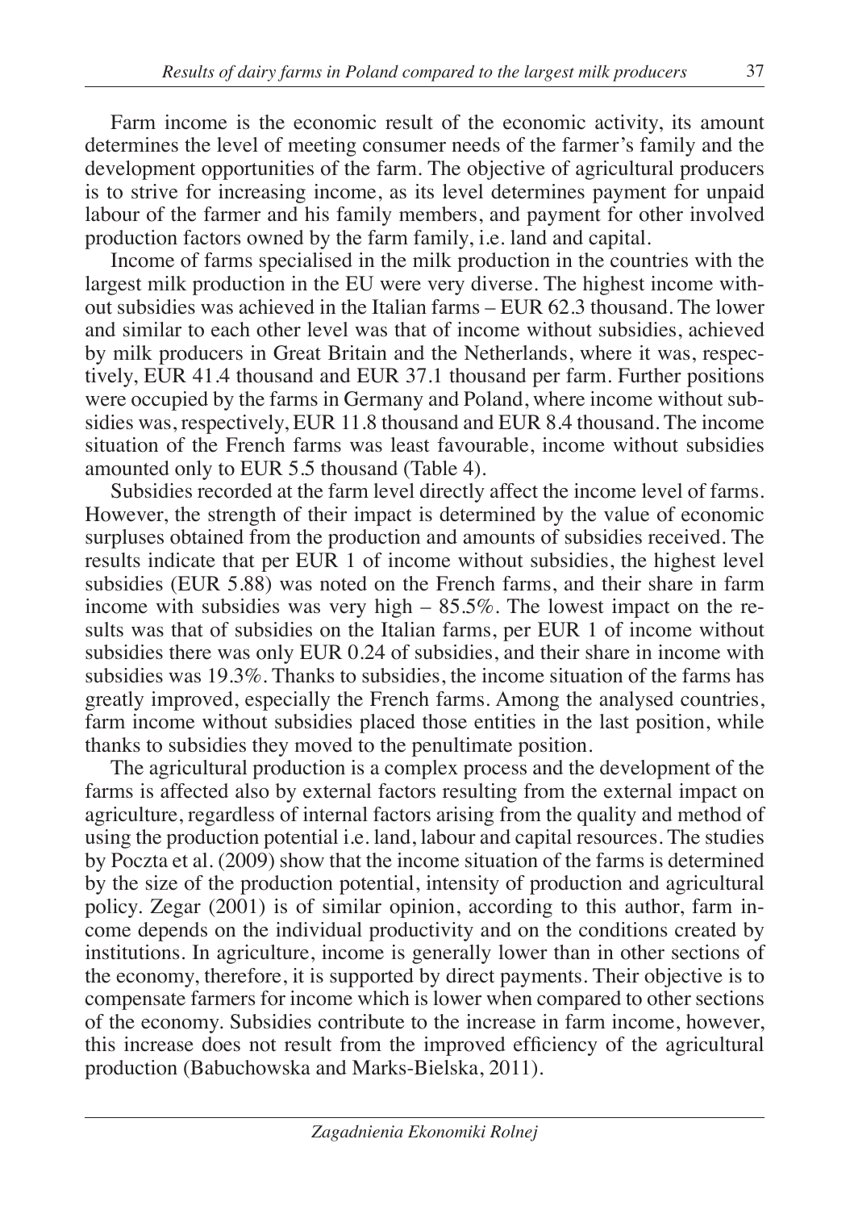Farm income is the economic result of the economic activity, its amount determines the level of meeting consumer needs of the farmer's family and the development opportunities of the farm. The objective of agricultural producers is to strive for increasing income, as its level determines payment for unpaid labour of the farmer and his family members, and payment for other involved production factors owned by the farm family, i.e. land and capital.

Income of farms specialised in the milk production in the countries with the largest milk production in the EU were very diverse. The highest income without subsidies was achieved in the Italian farms – EUR 62.3 thousand. The lower and similar to each other level was that of income without subsidies, achieved by milk producers in Great Britain and the Netherlands, where it was, respectively, EUR 41.4 thousand and EUR 37.1 thousand per farm. Further positions were occupied by the farms in Germany and Poland, where income without subsidies was, respectively, EUR 11.8 thousand and EUR 8.4 thousand. The income situation of the French farms was least favourable, income without subsidies amounted only to EUR 5.5 thousand (Table 4).

Subsidies recorded at the farm level directly affect the income level of farms. However, the strength of their impact is determined by the value of economic surpluses obtained from the production and amounts of subsidies received. The results indicate that per EUR 1 of income without subsidies, the highest level subsidies (EUR 5.88) was noted on the French farms, and their share in farm income with subsidies was very high – 85.5%. The lowest impact on the results was that of subsidies on the Italian farms, per EUR 1 of income without subsidies there was only EUR 0.24 of subsidies, and their share in income with subsidies was 19.3%. Thanks to subsidies, the income situation of the farms has greatly improved, especially the French farms. Among the analysed countries, farm income without subsidies placed those entities in the last position, while thanks to subsidies they moved to the penultimate position.

The agricultural production is a complex process and the development of the farms is affected also by external factors resulting from the external impact on agriculture, regardless of internal factors arising from the quality and method of using the production potential i.e. land, labour and capital resources. The studies by Poczta et al. (2009) show that the income situation of the farms is determined by the size of the production potential, intensity of production and agricultural policy. Zegar (2001) is of similar opinion, according to this author, farm income depends on the individual productivity and on the conditions created by institutions. In agriculture, income is generally lower than in other sections of the economy, therefore, it is supported by direct payments. Their objective is to compensate farmers for income which is lower when compared to other sections of the economy. Subsidies contribute to the increase in farm income, however, this increase does not result from the improved efficiency of the agricultural production (Babuchowska and Marks-Bielska, 2011).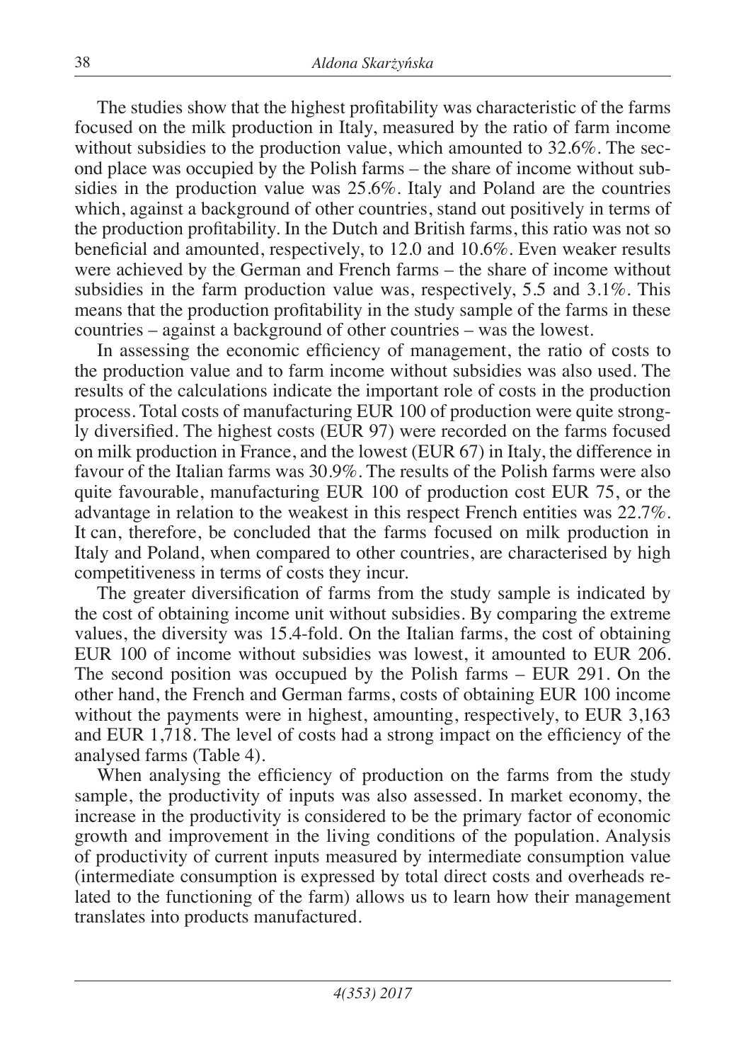The studies show that the highest profitability was characteristic of the farms focused on the milk production in Italy, measured by the ratio of farm income without subsidies to the production value, which amounted to 32.6%. The second place was occupied by the Polish farms – the share of income without subsidies in the production value was 25.6%. Italy and Poland are the countries which, against a background of other countries, stand out positively in terms of the production profitability. In the Dutch and British farms, this ratio was not so beneficial and amounted, respectively, to 12.0 and 10.6%. Even weaker results were achieved by the German and French farms – the share of income without subsidies in the farm production value was, respectively, 5.5 and 3.1%. This means that the production profitability in the study sample of the farms in these countries – against a background of other countries – was the lowest.

In assessing the economic efficiency of management, the ratio of costs to the production value and to farm income without subsidies was also used. The results of the calculations indicate the important role of costs in the production process. Total costs of manufacturing EUR 100 of production were quite strongly diversified. The highest costs (EUR 97) were recorded on the farms focused on milk production in France, and the lowest (EUR 67) in Italy, the difference in favour of the Italian farms was 30.9%. The results of the Polish farms were also quite favourable, manufacturing EUR 100 of production cost EUR 75, or the advantage in relation to the weakest in this respect French entities was 22.7%. It can, therefore, be concluded that the farms focused on milk production in Italy and Poland, when compared to other countries, are characterised by high competitiveness in terms of costs they incur.

The greater diversification of farms from the study sample is indicated by the cost of obtaining income unit without subsidies. By comparing the extreme values, the diversity was 15.4-fold. On the Italian farms, the cost of obtaining EUR 100 of income without subsidies was lowest, it amounted to EUR 206. The second position was occupued by the Polish farms – EUR 291. On the other hand, the French and German farms, costs of obtaining EUR 100 income without the payments were in highest, amounting, respectively, to EUR 3,163 and EUR 1,718. The level of costs had a strong impact on the efficiency of the analysed farms (Table 4).

When analysing the efficiency of production on the farms from the study sample, the productivity of inputs was also assessed. In market economy, the increase in the productivity is considered to be the primary factor of economic growth and improvement in the living conditions of the population. Analysis of productivity of current inputs measured by intermediate consumption value (intermediate consumption is expressed by total direct costs and overheads related to the functioning of the farm) allows us to learn how their management translates into products manufactured.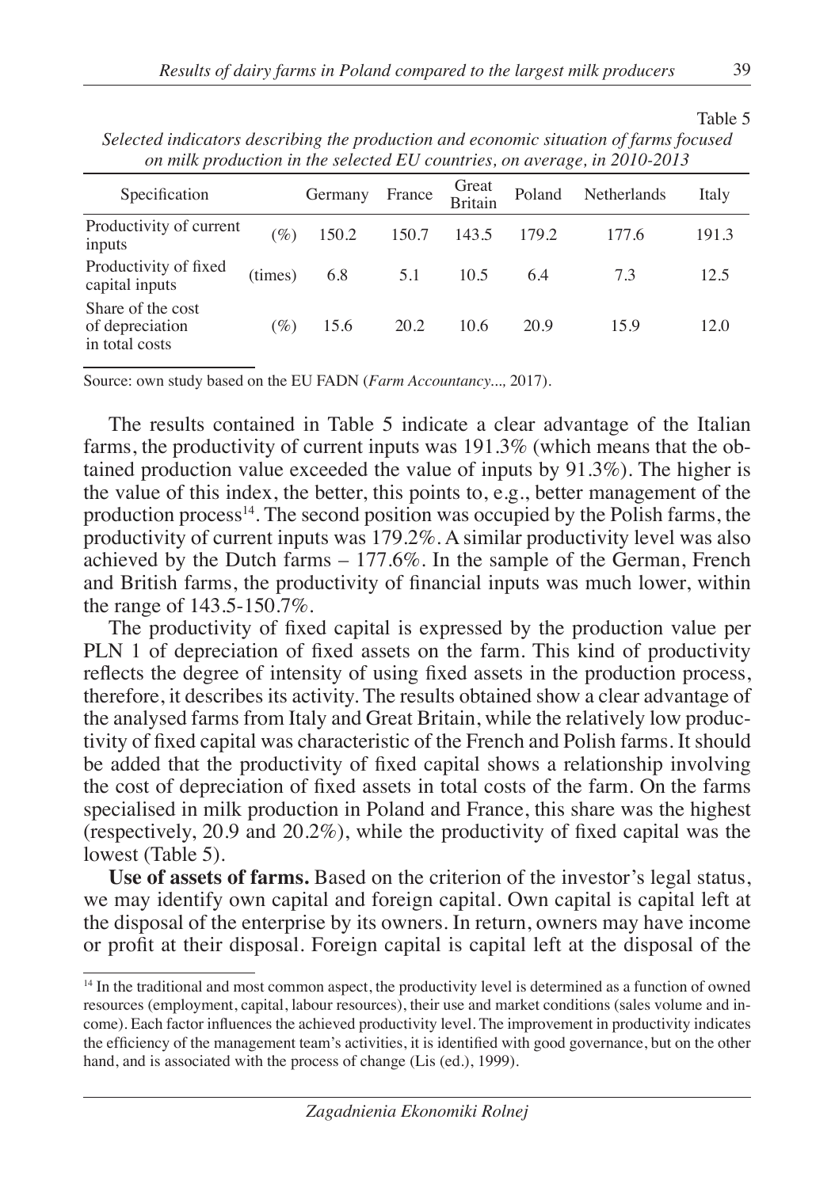Table 5

*Selected indicators describing the production and economic situation of farms focused on milk production in the selected EU countries, on average, in 2010-2013*

| Specification | | Germany | France | Great Britain | Poland | Netherlands | Italy |
|---|---|---|---|---|---|---|---|
| Productivity of current inputs | (%) | 150.2 | 150.7 | 143.5 | 179.2 | 177.6 | 191.3 |
| Productivity of fixed capital inputs | (times) | 6.8 | 5.1 | 10.5 | 6.4 | 7.3 | 12.5 |
| Share of the cost of depreciation in total costs | (%) | 15.6 | 20.2 | 10.6 | 20.9 | 15.9 | 12.0 |

Source: own study based on the EU FADN (*Farm Accountancy...,* 2017).

The results contained in Table 5 indicate a clear advantage of the Italian farms, the productivity of current inputs was 191.3% (which means that the obtained production value exceeded the value of inputs by 91.3%). The higher is the value of this index, the better, this points to, e.g., better management of the production process[14]. The second position was occupied by the Polish farms, the productivity of current inputs was 179.2%. A similar productivity level was also achieved by the Dutch farms – 177.6%. In the sample of the German, French and British farms, the productivity of financial inputs was much lower, within the range of 143.5-150.7%.

The productivity of fixed capital is expressed by the production value per PLN 1 of depreciation of fixed assets on the farm. This kind of productivity reflects the degree of intensity of using fixed assets in the production process, therefore, it describes its activity. The results obtained show a clear advantage of the analysed farms from Italy and Great Britain, while the relatively low productivity of fixed capital was characteristic of the French and Polish farms. It should be added that the productivity of fixed capital shows a relationship involving the cost of depreciation of fixed assets in total costs of the farm. On the farms specialised in milk production in Poland and France, this share was the highest (respectively, 20.9 and 20.2%), while the productivity of fixed capital was the lowest (Table 5).

**Use of assets of farms.** Based on the criterion of the investor's legal status, we may identify own capital and foreign capital. Own capital is capital left at the disposal of the enterprise by its owners. In return, owners may have income or profit at their disposal. Foreign capital is capital left at the disposal of the

[14] In the traditional and most common aspect, the productivity level is determined as a function of owned resources (employment, capital, labour resources), their use and market conditions (sales volume and income). Each factor influences the achieved productivity level. The improvement in productivity indicates the efficiency of the management team's activities, it is identified with good governance, but on the other hand, and is associated with the process of change (Lis (ed.), 1999).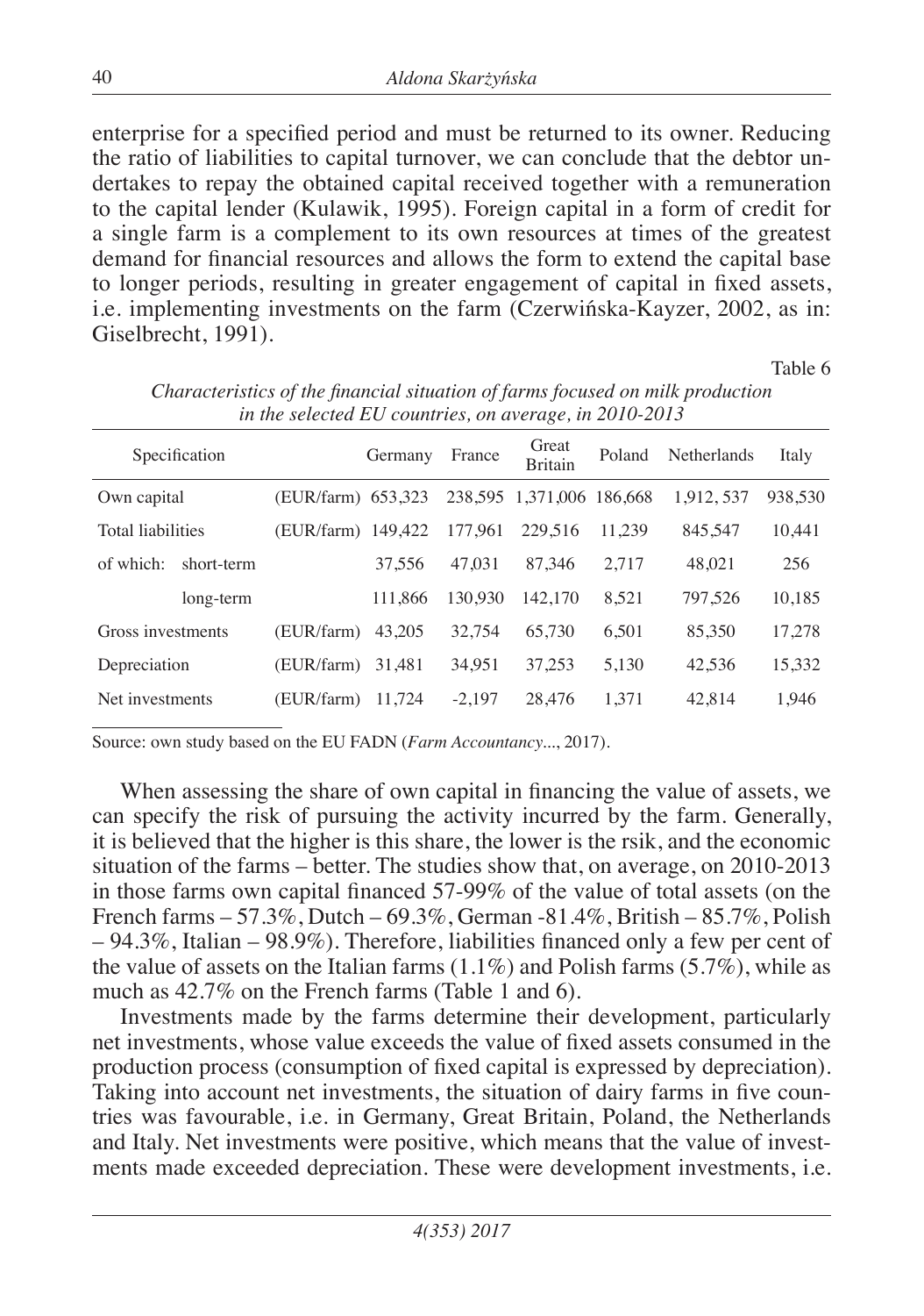enterprise for a specified period and must be returned to its owner. Reducing the ratio of liabilities to capital turnover, we can conclude that the debtor undertakes to repay the obtained capital received together with a remuneration to the capital lender (Kulawik, 1995). Foreign capital in a form of credit for a single farm is a complement to its own resources at times of the greatest demand for financial resources and allows the form to extend the capital base to longer periods, resulting in greater engagement of capital in fixed assets, i.e. implementing investments on the farm (Czerwińska-Kayzer, 2002, as in: Giselbrecht, 1991).

Table 6

*Characteristics of the financial situation of farms focused on milk production in the selected EU countries, on average, in 2010-2013*

| Specification | | Germany | France | Great Britain | Poland | Netherlands | Italy |
|---|---|---|---|---|---|---|---|
| Own capital | (EUR/farm) | 653,323 | 238,595 | 1,371,006 | 186,668 | 1,912, 537 | 938,530 |
| Total liabilities | (EUR/farm) | 149,422 | 177,961 | 229,516 | 11,239 | 845,547 | 10,441 |
| of which: short-term | | 37,556 | 47,031 | 87,346 | 2,717 | 48,021 | 256 |
| long-term | | 111,866 | 130,930 | 142,170 | 8,521 | 797,526 | 10,185 |
| Gross investments | (EUR/farm) | 43,205 | 32,754 | 65,730 | 6,501 | 85,350 | 17,278 |
| Depreciation | (EUR/farm) | 31,481 | 34,951 | 37,253 | 5,130 | 42,536 | 15,332 |
| Net investments | (EUR/farm) | 11,724 | -2,197 | 28,476 | 1,371 | 42,814 | 1,946 |

Source: own study based on the EU FADN (*Farm Accountancy*..., 2017).

When assessing the share of own capital in financing the value of assets, we can specify the risk of pursuing the activity incurred by the farm. Generally, it is believed that the higher is this share, the lower is the rsik, and the economic situation of the farms – better. The studies show that, on average, on 2010-2013 in those farms own capital financed 57-99% of the value of total assets (on the French farms – 57.3%, Dutch – 69.3%, German -81.4%, British – 85.7%, Polish – 94.3%, Italian – 98.9%). Therefore, liabilities financed only a few per cent of the value of assets on the Italian farms (1.1%) and Polish farms (5.7%), while as much as 42.7% on the French farms (Table 1 and 6).

Investments made by the farms determine their development, particularly net investments, whose value exceeds the value of fixed assets consumed in the production process (consumption of fixed capital is expressed by depreciation). Taking into account net investments, the situation of dairy farms in five countries was favourable, i.e. in Germany, Great Britain, Poland, the Netherlands and Italy. Net investments were positive, which means that the value of investments made exceeded depreciation. These were development investments, i.e.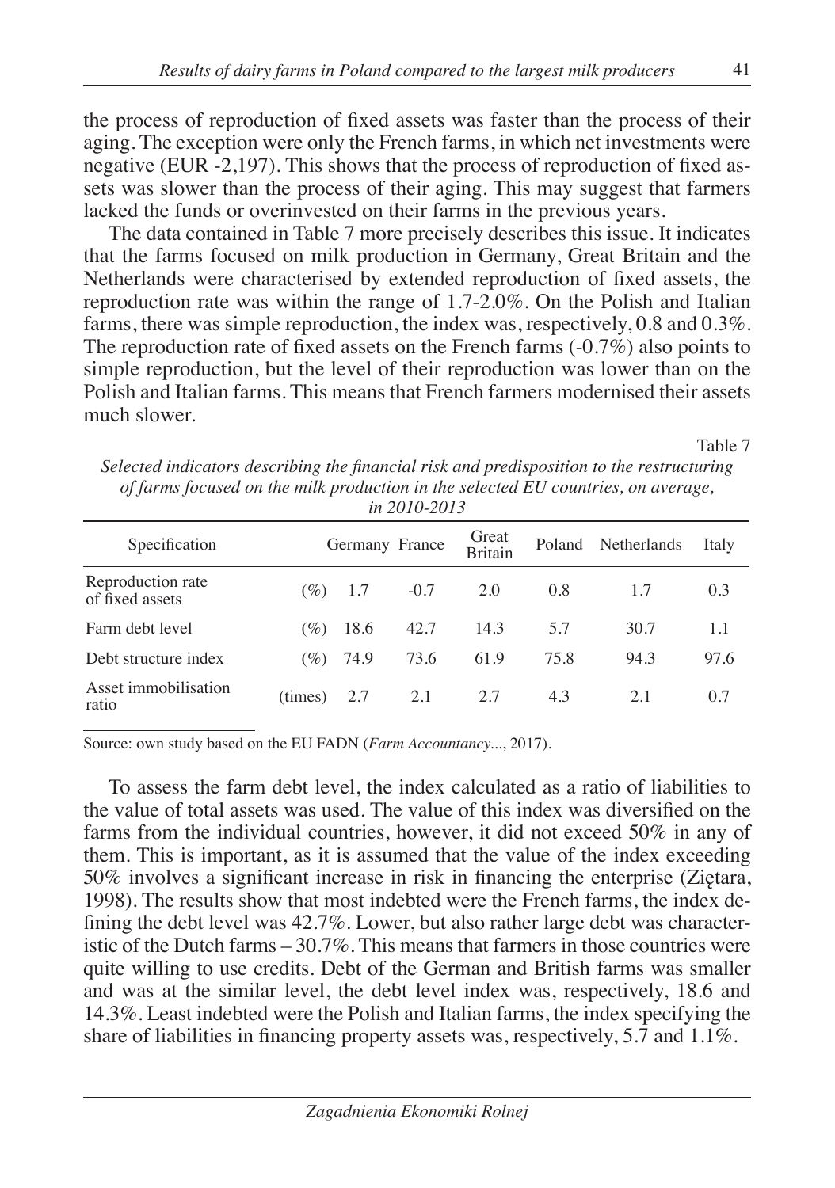the process of reproduction of fixed assets was faster than the process of their aging. The exception were only the French farms, in which net investments were negative (EUR -2,197). This shows that the process of reproduction of fixed assets was slower than the process of their aging. This may suggest that farmers lacked the funds or overinvested on their farms in the previous years.

The data contained in Table 7 more precisely describes this issue. It indicates that the farms focused on milk production in Germany, Great Britain and the Netherlands were characterised by extended reproduction of fixed assets, the reproduction rate was within the range of 1.7-2.0%. On the Polish and Italian farms, there was simple reproduction, the index was, respectively, 0.8 and 0.3%. The reproduction rate of fixed assets on the French farms (-0.7%) also points to simple reproduction, but the level of their reproduction was lower than on the Polish and Italian farms. This means that French farmers modernised their assets much slower.

Table 7

*Selected indicators describing the financial risk and predisposition to the restructuring of farms focused on the milk production in the selected EU countries, on average, in 2010-2013*

| Specification | | Germany | France | Great Britain | Poland | Netherlands | Italy |
|---|---|---|---|---|---|---|---|
| Reproduction rate of fixed assets | (%) | 1.7 | -0.7 | 2.0 | 0.8 | 1.7 | 0.3 |
| Farm debt level | (%) | 18.6 | 42.7 | 14.3 | 5.7 | 30.7 | 1.1 |
| Debt structure index | (%) | 74.9 | 73.6 | 61.9 | 75.8 | 94.3 | 97.6 |
| Asset immobilisation ratio | (times) | 2.7 | 2.1 | 2.7 | 4.3 | 2.1 | 0.7 |

Source: own study based on the EU FADN (*Farm Accountancy*..., 2017).

To assess the farm debt level, the index calculated as a ratio of liabilities to the value of total assets was used. The value of this index was diversified on the farms from the individual countries, however, it did not exceed 50% in any of them. This is important, as it is assumed that the value of the index exceeding 50% involves a significant increase in risk in financing the enterprise (Ziętara, 1998). The results show that most indebted were the French farms, the index defining the debt level was 42.7%. Lower, but also rather large debt was characteristic of the Dutch farms – 30.7%. This means that farmers in those countries were quite willing to use credits. Debt of the German and British farms was smaller and was at the similar level, the debt level index was, respectively, 18.6 and 14.3%. Least indebted were the Polish and Italian farms, the index specifying the share of liabilities in financing property assets was, respectively, 5.7 and 1.1%.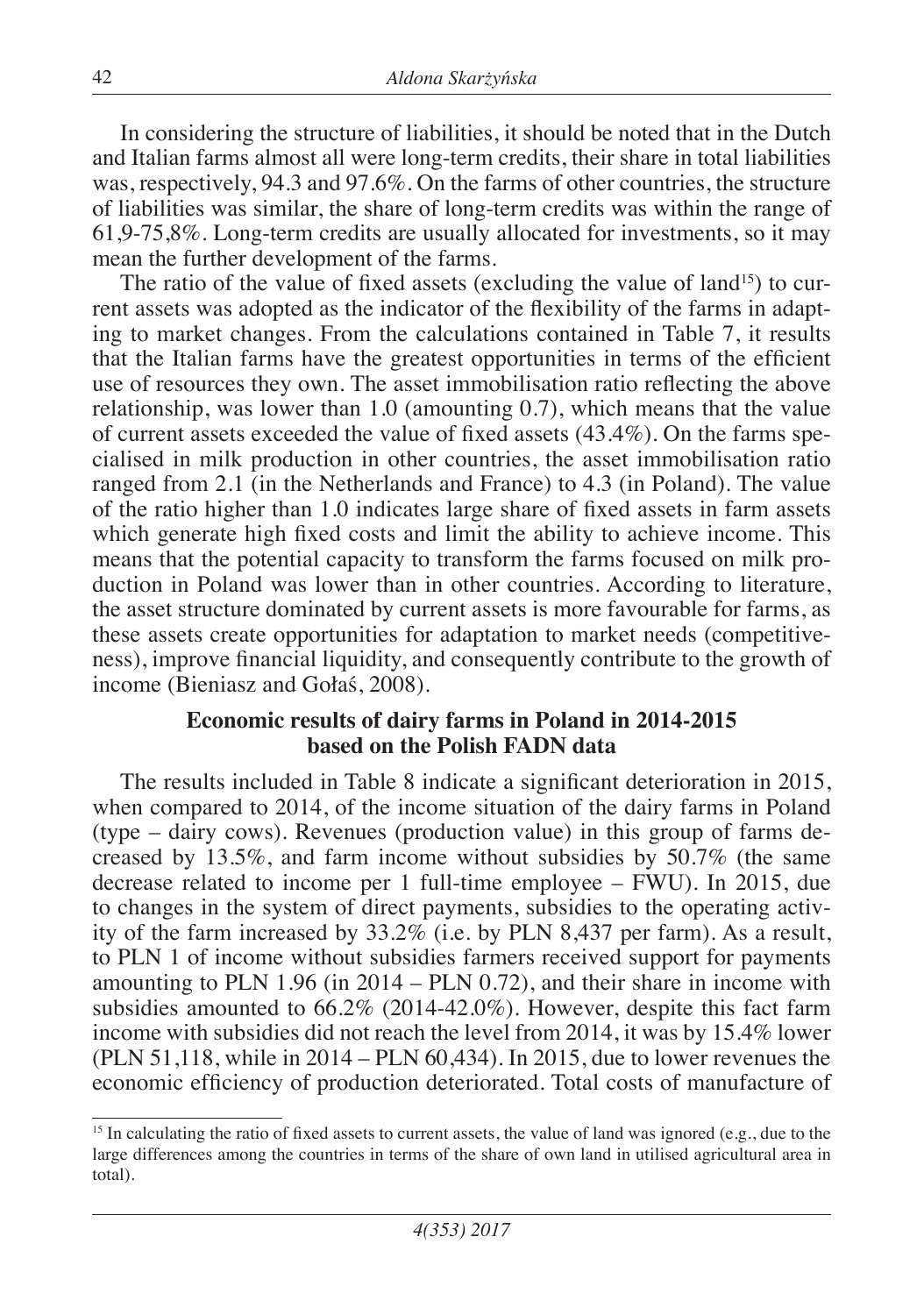In considering the structure of liabilities, it should be noted that in the Dutch and Italian farms almost all were long-term credits, their share in total liabilities was, respectively, 94.3 and 97.6%. On the farms of other countries, the structure of liabilities was similar, the share of long-term credits was within the range of 61,9-75,8%. Long-term credits are usually allocated for investments, so it may mean the further development of the farms.

The ratio of the value of fixed assets (excluding the value of land[15]) to current assets was adopted as the indicator of the flexibility of the farms in adapting to market changes. From the calculations contained in Table 7, it results that the Italian farms have the greatest opportunities in terms of the efficient use of resources they own. The asset immobilisation ratio reflecting the above relationship, was lower than 1.0 (amounting 0.7), which means that the value of current assets exceeded the value of fixed assets (43.4%). On the farms specialised in milk production in other countries, the asset immobilisation ratio ranged from 2.1 (in the Netherlands and France) to 4.3 (in Poland). The value of the ratio higher than 1.0 indicates large share of fixed assets in farm assets which generate high fixed costs and limit the ability to achieve income. This means that the potential capacity to transform the farms focused on milk production in Poland was lower than in other countries. According to literature, the asset structure dominated by current assets is more favourable for farms, as these assets create opportunities for adaptation to market needs (competitiveness), improve financial liquidity, and consequently contribute to the growth of income (Bieniasz and Gołaś, 2008).

## Economic results of dairy farms in Poland in 2014-2015 based on the Polish FADN data

The results included in Table 8 indicate a significant deterioration in 2015, when compared to 2014, of the income situation of the dairy farms in Poland (type – dairy cows). Revenues (production value) in this group of farms decreased by 13.5%, and farm income without subsidies by 50.7% (the same decrease related to income per 1 full-time employee – FWU). In 2015, due to changes in the system of direct payments, subsidies to the operating activity of the farm increased by 33.2% (i.e. by PLN 8,437 per farm). As a result, to PLN 1 of income without subsidies farmers received support for payments amounting to PLN 1.96 (in 2014 – PLN 0.72), and their share in income with subsidies amounted to 66.2% (2014-42.0%). However, despite this fact farm income with subsidies did not reach the level from 2014, it was by 15.4% lower (PLN 51,118, while in 2014 – PLN 60,434). In 2015, due to lower revenues the economic efficiency of production deteriorated. Total costs of manufacture of

[15] In calculating the ratio of fixed assets to current assets, the value of land was ignored (e.g., due to the large differences among the countries in terms of the share of own land in utilised agricultural area in total).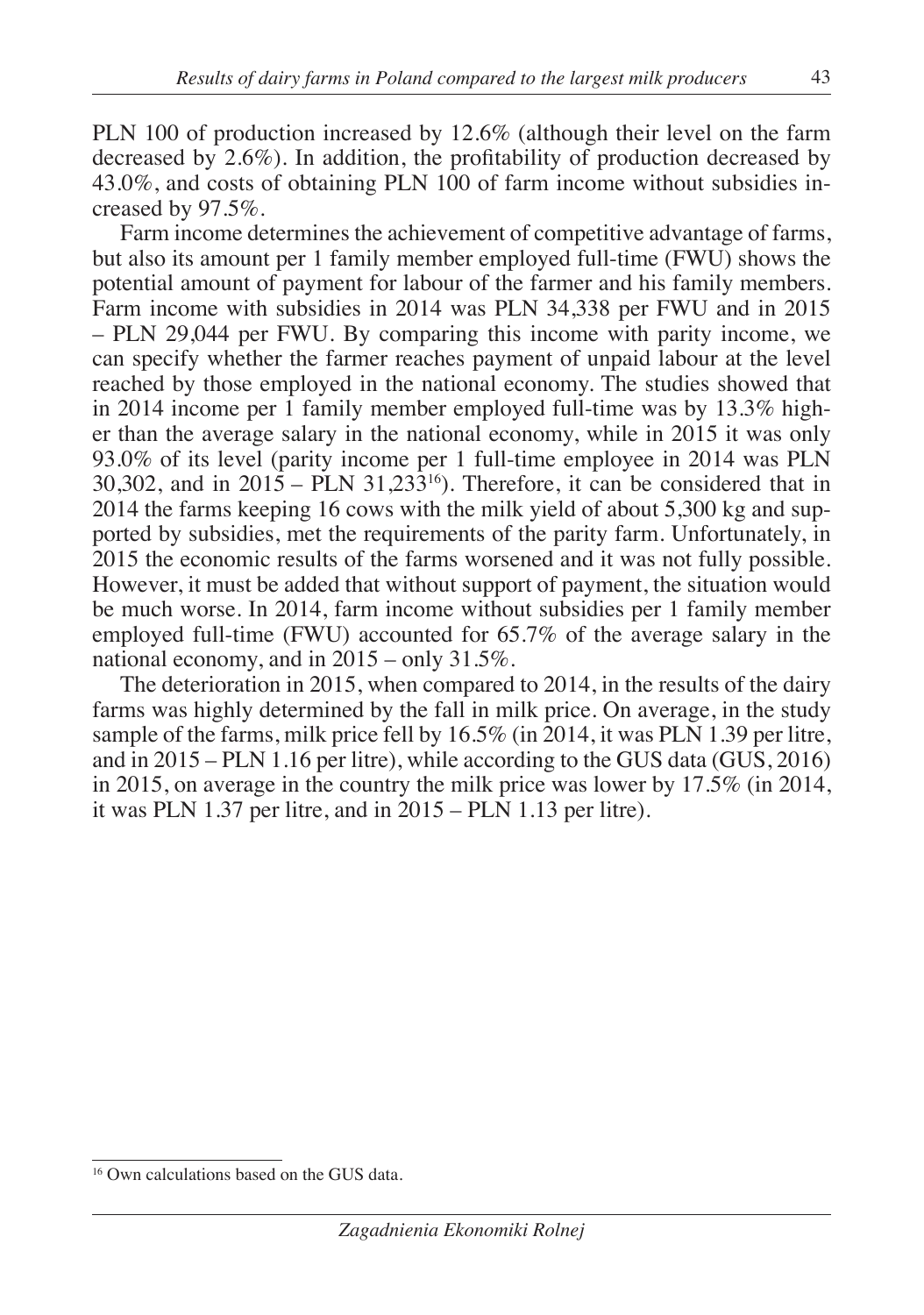PLN 100 of production increased by 12.6% (although their level on the farm decreased by 2.6%). In addition, the profitability of production decreased by 43.0%, and costs of obtaining PLN 100 of farm income without subsidies increased by 97.5%.

Farm income determines the achievement of competitive advantage of farms, but also its amount per 1 family member employed full-time (FWU) shows the potential amount of payment for labour of the farmer and his family members. Farm income with subsidies in 2014 was PLN 34,338 per FWU and in 2015 – PLN 29,044 per FWU. By comparing this income with parity income, we can specify whether the farmer reaches payment of unpaid labour at the level reached by those employed in the national economy. The studies showed that in 2014 income per 1 family member employed full-time was by 13.3% higher than the average salary in the national economy, while in 2015 it was only 93.0% of its level (parity income per 1 full-time employee in 2014 was PLN 30,302, and in 2015 – PLN 31,233[16]). Therefore, it can be considered that in 2014 the farms keeping 16 cows with the milk yield of about 5,300 kg and supported by subsidies, met the requirements of the parity farm. Unfortunately, in 2015 the economic results of the farms worsened and it was not fully possible. However, it must be added that without support of payment, the situation would be much worse. In 2014, farm income without subsidies per 1 family member employed full-time (FWU) accounted for 65.7% of the average salary in the national economy, and in 2015 – only 31.5%.

The deterioration in 2015, when compared to 2014, in the results of the dairy farms was highly determined by the fall in milk price. On average, in the study sample of the farms, milk price fell by 16.5% (in 2014, it was PLN 1.39 per litre, and in 2015 – PLN 1.16 per litre), while according to the GUS data (GUS, 2016) in 2015, on average in the country the milk price was lower by 17.5% (in 2014, it was PLN 1.37 per litre, and in 2015 – PLN 1.13 per litre).

[16] Own calculations based on the GUS data.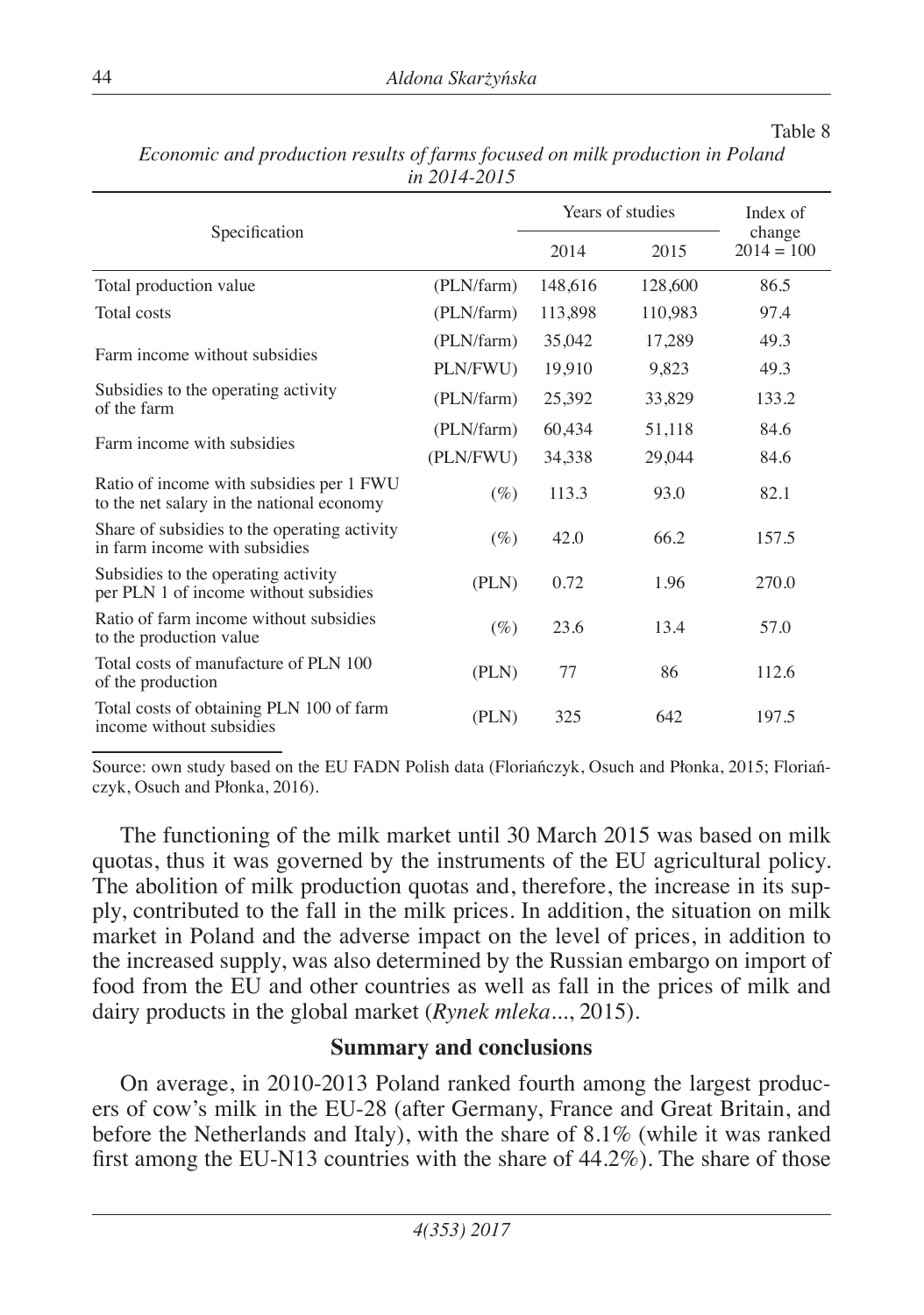Table 8

*Economic and production results of farms focused on milk production in Poland in 2014-2015*

| Specification | | Years of studies | | Index of change 2014 = 100 |
|---|---|---|---|---|
| | | 2014 | 2015 | |
| Total production value | (PLN/farm) | 148,616 | 128,600 | 86.5 |
| Total costs | (PLN/farm) | 113,898 | 110,983 | 97.4 |
| Farm income without subsidies | (PLN/farm) | 35,042 | 17,289 | 49.3 |
| | PLN/FWU) | 19,910 | 9,823 | 49.3 |
| Subsidies to the operating activity of the farm | (PLN/farm) | 25,392 | 33,829 | 133.2 |
| Farm income with subsidies | (PLN/farm) | 60,434 | 51,118 | 84.6 |
| | (PLN/FWU) | 34,338 | 29,044 | 84.6 |
| Ratio of income with subsidies per 1 FWU to the net salary in the national economy | (%) | 113.3 | 93.0 | 82.1 |
| Share of subsidies to the operating activity in farm income with subsidies | (%) | 42.0 | 66.2 | 157.5 |
| Subsidies to the operating activity per PLN 1 of income without subsidies | (PLN) | 0.72 | 1.96 | 270.0 |
| Ratio of farm income without subsidies to the production value | (%) | 23.6 | 13.4 | 57.0 |
| Total costs of manufacture of PLN 100 of the production | (PLN) | 77 | 86 | 112.6 |
| Total costs of obtaining PLN 100 of farm income without subsidies | (PLN) | 325 | 642 | 197.5 |

Source: own study based on the EU FADN Polish data (Floriańczyk, Osuch and Płonka, 2015; Floriańczyk, Osuch and Płonka, 2016).

The functioning of the milk market until 30 March 2015 was based on milk quotas, thus it was governed by the instruments of the EU agricultural policy. The abolition of milk production quotas and, therefore, the increase in its supply, contributed to the fall in the milk prices. In addition, the situation on milk market in Poland and the adverse impact on the level of prices, in addition to the increased supply, was also determined by the Russian embargo on import of food from the EU and other countries as well as fall in the prices of milk and dairy products in the global market (*Rynek mleka*..., 2015).

## Summary and conclusions

On average, in 2010-2013 Poland ranked fourth among the largest producers of cow's milk in the EU-28 (after Germany, France and Great Britain, and before the Netherlands and Italy), with the share of 8.1% (while it was ranked first among the EU-N13 countries with the share of 44.2%). The share of those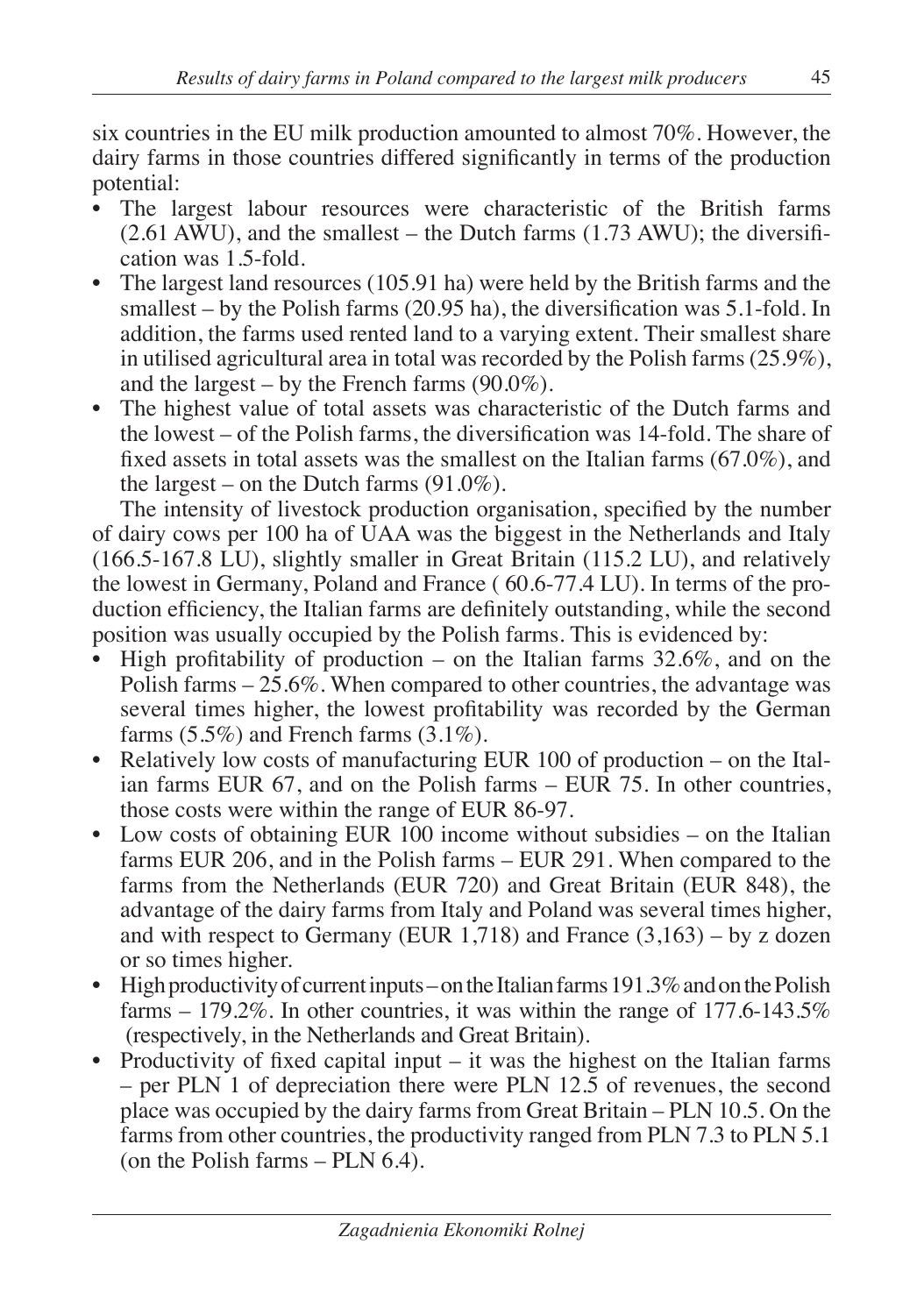six countries in the EU milk production amounted to almost 70%. However, the dairy farms in those countries differed significantly in terms of the production potential:

- The largest labour resources were characteristic of the British farms (2.61 AWU), and the smallest – the Dutch farms (1.73 AWU); the diversification was 1.5-fold.
- The largest land resources (105.91 ha) were held by the British farms and the smallest – by the Polish farms (20.95 ha), the diversification was 5.1-fold. In addition, the farms used rented land to a varying extent. Their smallest share in utilised agricultural area in total was recorded by the Polish farms (25.9%), and the largest – by the French farms (90.0%).
- The highest value of total assets was characteristic of the Dutch farms and the lowest – of the Polish farms, the diversification was 14-fold. The share of fixed assets in total assets was the smallest on the Italian farms (67.0%), and the largest – on the Dutch farms (91.0%).

The intensity of livestock production organisation, specified by the number of dairy cows per 100 ha of UAA was the biggest in the Netherlands and Italy (166.5-167.8 LU), slightly smaller in Great Britain (115.2 LU), and relatively the lowest in Germany, Poland and France ( 60.6-77.4 LU). In terms of the production efficiency, the Italian farms are definitely outstanding, while the second position was usually occupied by the Polish farms. This is evidenced by:

- High profitability of production – on the Italian farms 32.6%, and on the Polish farms – 25.6%. When compared to other countries, the advantage was several times higher, the lowest profitability was recorded by the German farms (5.5%) and French farms (3.1%).
- Relatively low costs of manufacturing EUR 100 of production – on the Italian farms EUR 67, and on the Polish farms – EUR 75. In other countries, those costs were within the range of EUR 86-97.
- Low costs of obtaining EUR 100 income without subsidies – on the Italian farms EUR 206, and in the Polish farms – EUR 291. When compared to the farms from the Netherlands (EUR 720) and Great Britain (EUR 848), the advantage of the dairy farms from Italy and Poland was several times higher, and with respect to Germany (EUR 1,718) and France (3,163) – by z dozen or so times higher.
- High productivity of current inputs – on the Italian farms 191.3% and on the Polish farms – 179.2%. In other countries, it was within the range of 177.6-143.5% (respectively, in the Netherlands and Great Britain).
- Productivity of fixed capital input – it was the highest on the Italian farms – per PLN 1 of depreciation there were PLN 12.5 of revenues, the second place was occupied by the dairy farms from Great Britain – PLN 10.5. On the farms from other countries, the productivity ranged from PLN 7.3 to PLN 5.1 (on the Polish farms – PLN 6.4).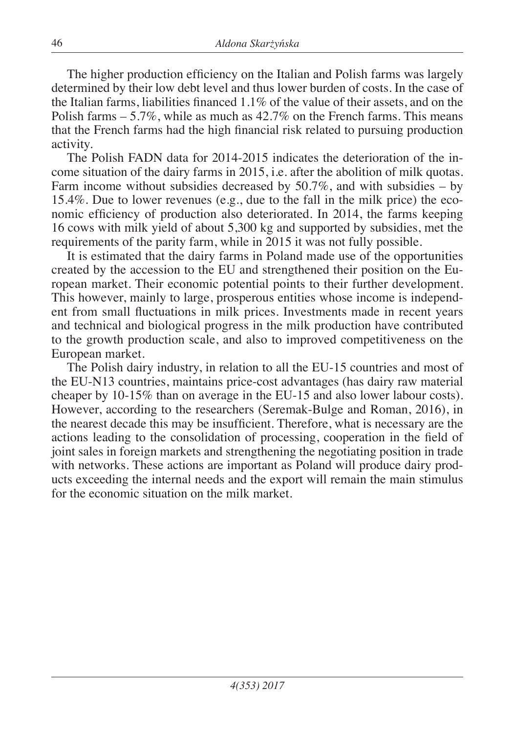The higher production efficiency on the Italian and Polish farms was largely determined by their low debt level and thus lower burden of costs. In the case of the Italian farms, liabilities financed 1.1% of the value of their assets, and on the Polish farms – 5.7%, while as much as 42.7% on the French farms. This means that the French farms had the high financial risk related to pursuing production activity.

The Polish FADN data for 2014-2015 indicates the deterioration of the income situation of the dairy farms in 2015, i.e. after the abolition of milk quotas. Farm income without subsidies decreased by 50.7%, and with subsidies – by 15.4%. Due to lower revenues (e.g., due to the fall in the milk price) the economic efficiency of production also deteriorated. In 2014, the farms keeping 16 cows with milk yield of about 5,300 kg and supported by subsidies, met the requirements of the parity farm, while in 2015 it was not fully possible.

It is estimated that the dairy farms in Poland made use of the opportunities created by the accession to the EU and strengthened their position on the European market. Their economic potential points to their further development. This however, mainly to large, prosperous entities whose income is independent from small fluctuations in milk prices. Investments made in recent years and technical and biological progress in the milk production have contributed to the growth production scale, and also to improved competitiveness on the European market.

The Polish dairy industry, in relation to all the EU-15 countries and most of the EU-N13 countries, maintains price-cost advantages (has dairy raw material cheaper by 10-15% than on average in the EU-15 and also lower labour costs). However, according to the researchers (Seremak-Bulge and Roman, 2016), in the nearest decade this may be insufficient. Therefore, what is necessary are the actions leading to the consolidation of processing, cooperation in the field of joint sales in foreign markets and strengthening the negotiating position in trade with networks. These actions are important as Poland will produce dairy products exceeding the internal needs and the export will remain the main stimulus for the economic situation on the milk market.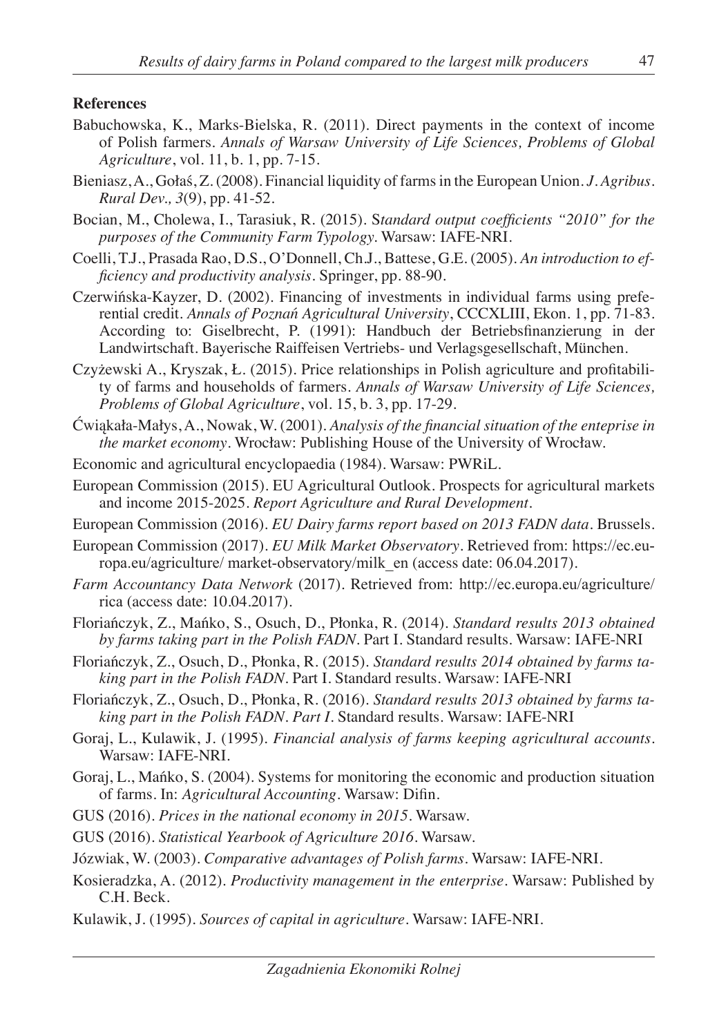**References**

Babuchowska, K., Marks-Bielska, R. (2011). Direct payments in the context of income of Polish farmers. *Annals of Warsaw University of Life Sciences, Problems of Global Agriculture*, vol. 11, b. 1, pp. 7-15.

Bieniasz, A., Gołaś, Z. (2008). Financial liquidity of farms in the European Union. *J. Agribus. Rural Dev., 3*(9), pp. 41-52.

Bocian, M., Cholewa, I., Tarasiuk, R. (2015). S*tandard output coefficients "2010" for the purposes of the Community Farm Typology*. Warsaw: IAFE-NRI.

Coelli, T.J., Prasada Rao, D.S., O'Donnell, Ch.J., Battese, G.E. (2005). *An introduction to efficiency and productivity analysis*. Springer, pp. 88-90.

Czerwińska-Kayzer, D. (2002). Financing of investments in individual farms using preferential credit. *Annals of Poznań Agricultural University*, CCCXLIII, Ekon. 1, pp. 71-83. According to: Giselbrecht, P. (1991): Handbuch der Betriebsfinanzierung in der Landwirtschaft. Bayerische Raiffeisen Vertriebs- und Verlagsgesellschaft, München.

Czyżewski A., Kryszak, Ł. (2015). Price relationships in Polish agriculture and profitability of farms and households of farmers. *Annals of Warsaw University of Life Sciences, Problems of Global Agriculture*, vol. 15, b. 3, pp. 17-29.

Ćwiąkała-Małys, A., Nowak, W. (2001). *Analysis of the financial situation of the enteprise in the market economy*. Wrocław: Publishing House of the University of Wrocław.

Economic and agricultural encyclopaedia (1984). Warsaw: PWRiL.

European Commission (2015). EU Agricultural Outlook. Prospects for agricultural markets and income 2015-2025. *Report Agriculture and Rural Development*.

European Commission (2016). *EU Dairy farms report based on 2013 FADN data*. Brussels.

European Commission (2017). *EU Milk Market Observatory*. Retrieved from: https://ec.europa.eu/agriculture/ market-observatory/milk_en (access date: 06.04.2017).

*Farm Accountancy Data Network* (2017). Retrieved from: http://ec.europa.eu/agriculture/rica (access date: 10.04.2017).

Floriańczyk, Z., Mańko, S., Osuch, D., Płonka, R. (2014). *Standard results 2013 obtained by farms taking part in the Polish FADN*. Part I. Standard results. Warsaw: IAFE-NRI

Floriańczyk, Z., Osuch, D., Płonka, R. (2015). *Standard results 2014 obtained by farms taking part in the Polish FADN*. Part I. Standard results. Warsaw: IAFE-NRI

Floriańczyk, Z., Osuch, D., Płonka, R. (2016). *Standard results 2013 obtained by farms taking part in the Polish FADN. Part I*. Standard results. Warsaw: IAFE-NRI

Goraj, L., Kulawik, J. (1995). *Financial analysis of farms keeping agricultural accounts*. Warsaw: IAFE-NRI.

Goraj, L., Mańko, S. (2004). Systems for monitoring the economic and production situation of farms. In: *Agricultural Accounting*. Warsaw: Difin.

GUS (2016). *Prices in the national economy in 2015*. Warsaw.

GUS (2016). *Statistical Yearbook of Agriculture 2016*. Warsaw.

Józwiak, W. (2003). *Comparative advantages of Polish farms*. Warsaw: IAFE-NRI.

Kosieradzka, A. (2012). *Productivity management in the enterprise*. Warsaw: Published by C.H. Beck.

Kulawik, J. (1995). *Sources of capital in agriculture*. Warsaw: IAFE-NRI.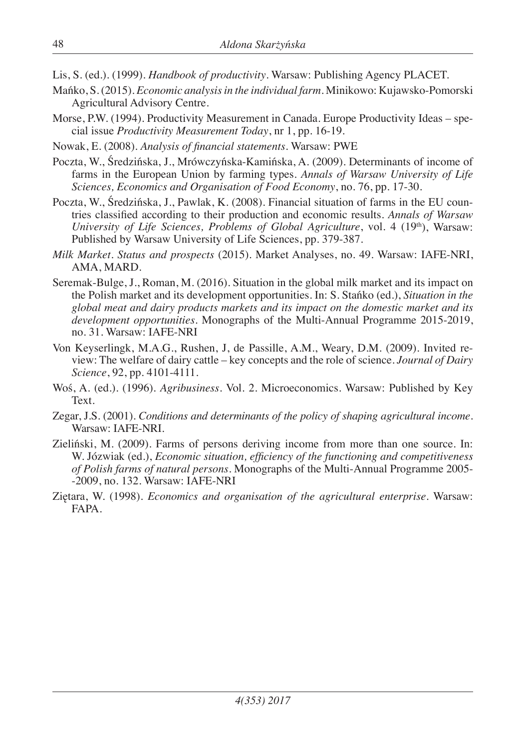Lis, S. (ed.). (1999). *Handbook of productivity*. Warsaw: Publishing Agency PLACET.

Mańko, S. (2015). *Economic analysis in the individual farm*. Minikowo: Kujawsko-Pomorski Agricultural Advisory Centre.

Morse, P.W. (1994). Productivity Measurement in Canada. Europe Productivity Ideas – special issue *Productivity Measurement Today*, nr 1, pp. 16-19.

Nowak, E. (2008). *Analysis of financial statements*. Warsaw: PWE

Poczta, W., Średzińska, J., Mrówczyńska-Kamińska, A. (2009). Determinants of income of farms in the European Union by farming types. *Annals of Warsaw University of Life Sciences, Economics and Organisation of Food Economy*, no. 76, pp. 17-30.

Poczta, W., Średzińska, J., Pawlak, K. (2008). Financial situation of farms in the EU countries classified according to their production and economic results. *Annals of Warsaw University of Life Sciences, Problems of Global Agriculture*, vol. 4 (19th), Warsaw: Published by Warsaw University of Life Sciences, pp. 379-387.

*Milk Market. Status and prospects* (2015). Market Analyses, no. 49. Warsaw: IAFE-NRI, AMA, MARD.

Seremak-Bulge, J., Roman, M. (2016). Situation in the global milk market and its impact on the Polish market and its development opportunities. In: S. Stańko (ed.), *Situation in the global meat and dairy products markets and its impact on the domestic market and its development opportunities*. Monographs of the Multi-Annual Programme 2015-2019, no. 31. Warsaw: IAFE-NRI

Von Keyserlingk, M.A.G., Rushen, J, de Passille, A.M., Weary, D.M. (2009). Invited review: The welfare of dairy cattle – key concepts and the role of science. *Journal of Dairy Science*, 92, pp. 4101-4111.

Woś, A. (ed.). (1996). *Agribusiness*. Vol. 2. Microeconomics. Warsaw: Published by Key Text.

Zegar, J.S. (2001). *Conditions and determinants of the policy of shaping agricultural income*. Warsaw: IAFE-NRI.

Zieliński, M. (2009). Farms of persons deriving income from more than one source. In: W. Józwiak (ed.), *Economic situation, efficiency of the functioning and competitiveness of Polish farms of natural persons*. Monographs of the Multi-Annual Programme 2005--2009, no. 132. Warsaw: IAFE-NRI

Ziętara, W. (1998). *Economics and organisation of the agricultural enterprise*. Warsaw: FAPA.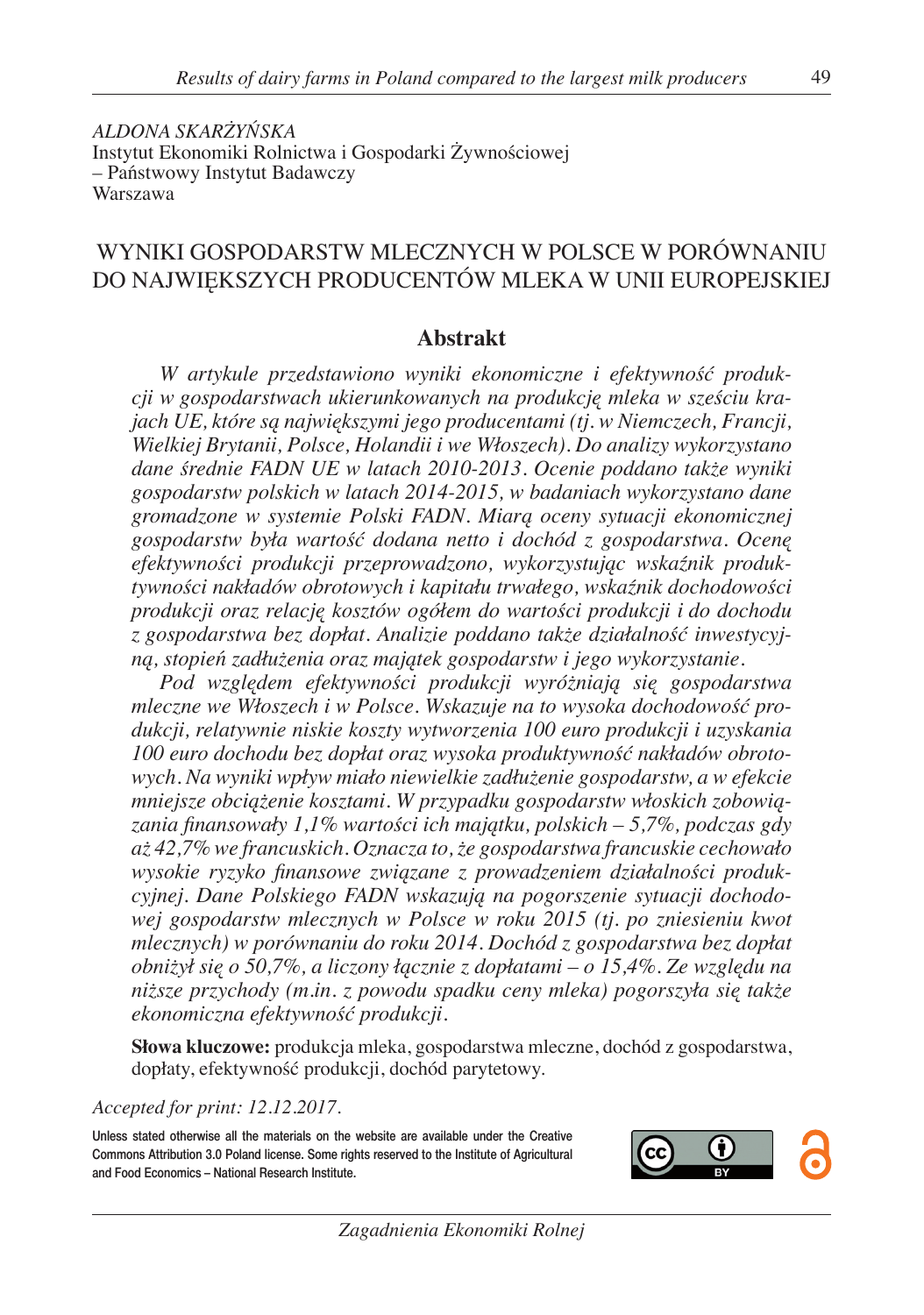*ALDONA SKARŻYŃSKA*
Instytut Ekonomiki Rolnictwa i Gospodarki Żywnościowej
– Państwowy Instytut Badawczy
Warszawa

# WYNIKI GOSPODARSTW MLECZNYCH W POLSCE W PORÓWNANIU DO NAJWIĘKSZYCH PRODUCENTÓW MLEKA W UNII EUROPEJSKIEJ

## Abstrakt

*W artykule przedstawiono wyniki ekonomiczne i efektywność produkcji w gospodarstwach ukierunkowanych na produkcję mleka w sześciu krajach UE, które są największymi jego producentami (tj. w Niemczech, Francji, Wielkiej Brytanii, Polsce, Holandii i we Włoszech). Do analizy wykorzystano dane średnie FADN UE w latach 2010-2013. Ocenie poddano także wyniki gospodarstw polskich w latach 2014-2015, w badaniach wykorzystano dane gromadzone w systemie Polski FADN. Miarą oceny sytuacji ekonomicznej gospodarstw była wartość dodana netto i dochód z gospodarstwa. Ocenę efektywności produkcji przeprowadzono, wykorzystując wskaźnik produktywności nakładów obrotowych i kapitału trwałego, wskaźnik dochodowości produkcji oraz relację kosztów ogółem do wartości produkcji i do dochodu z gospodarstwa bez dopłat. Analizie poddano także działalność inwestycyjną, stopień zadłużenia oraz majątek gospodarstw i jego wykorzystanie.*

*Pod względem efektywności produkcji wyróżniają się gospodarstwa mleczne we Włoszech i w Polsce. Wskazuje na to wysoka dochodowość produkcji, relatywnie niskie koszty wytworzenia 100 euro produkcji i uzyskania 100 euro dochodu bez dopłat oraz wysoka produktywność nakładów obrotowych. Na wyniki wpływ miało niewielkie zadłużenie gospodarstw, a w efekcie mniejsze obciążenie kosztami. W przypadku gospodarstw włoskich zobowiązania finansowały 1,1% wartości ich majątku, polskich – 5,7%, podczas gdy aż 42,7% we francuskich. Oznacza to, że gospodarstwa francuskie cechowało wysokie ryzyko finansowe związane z prowadzeniem działalności produkcyjnej. Dane Polskiego FADN wskazują na pogorszenie sytuacji dochodowej gospodarstw mlecznych w Polsce w roku 2015 (tj. po zniesieniu kwot mlecznych) w porównaniu do roku 2014. Dochód z gospodarstwa bez dopłat obniżył się o 50,7%, a liczony łącznie z dopłatami – o 15,4%. Ze względu na niższe przychody (m.in. z powodu spadku ceny mleka) pogorszyła się także ekonomiczna efektywność produkcji.*

**Słowa kluczowe:** produkcja mleka, gospodarstwa mleczne, dochód z gospodarstwa, dopłaty, efektywność produkcji, dochód parytetowy.

*Accepted for print: 12.12.2017.*

Unless stated otherwise all the materials on the website are available under the Creative Commons Attribution 3.0 Poland license. Some rights reserved to the Institute of Agricultural and Food Economics – National Research Institute.